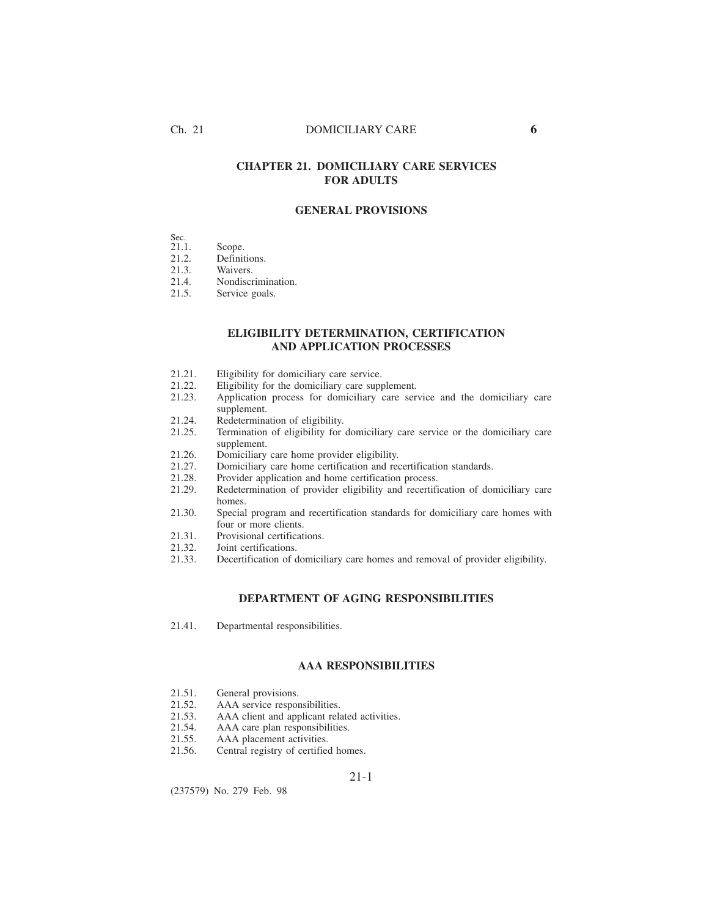# CHAPTER 21. DOMICILIARY CARE SERVICES FOR ADULTS

## GENERAL PROVISIONS

Sec.
21.1. Scope.
21.2. Definitions.
21.3. Waivers.
21.4. Nondiscrimination.
21.5. Service goals.

## ELIGIBILITY DETERMINATION, CERTIFICATION AND APPLICATION PROCESSES

21.21. Eligibility for domiciliary care service.
21.22. Eligibility for the domiciliary care supplement.
21.23. Application process for domiciliary care service and the domiciliary care supplement.
21.24. Redetermination of eligibility.
21.25. Termination of eligibility for domiciliary care service or the domiciliary care supplement.
21.26. Domiciliary care home provider eligibility.
21.27. Domiciliary care home certification and recertification standards.
21.28. Provider application and home certification process.
21.29. Redetermination of provider eligibility and recertification of domiciliary care homes.
21.30. Special program and recertification standards for domiciliary care homes with four or more clients.
21.31. Provisional certifications.
21.32. Joint certifications.
21.33. Decertification of domiciliary care homes and removal of provider eligibility.

## DEPARTMENT OF AGING RESPONSIBILITIES

21.41. Departmental responsibilities.

## AAA RESPONSIBILITIES

21.51. General provisions.
21.52. AAA service responsibilities.
21.53. AAA client and applicant related activities.
21.54. AAA care plan responsibilities.
21.55. AAA placement activities.
21.56. Central registry of certified homes.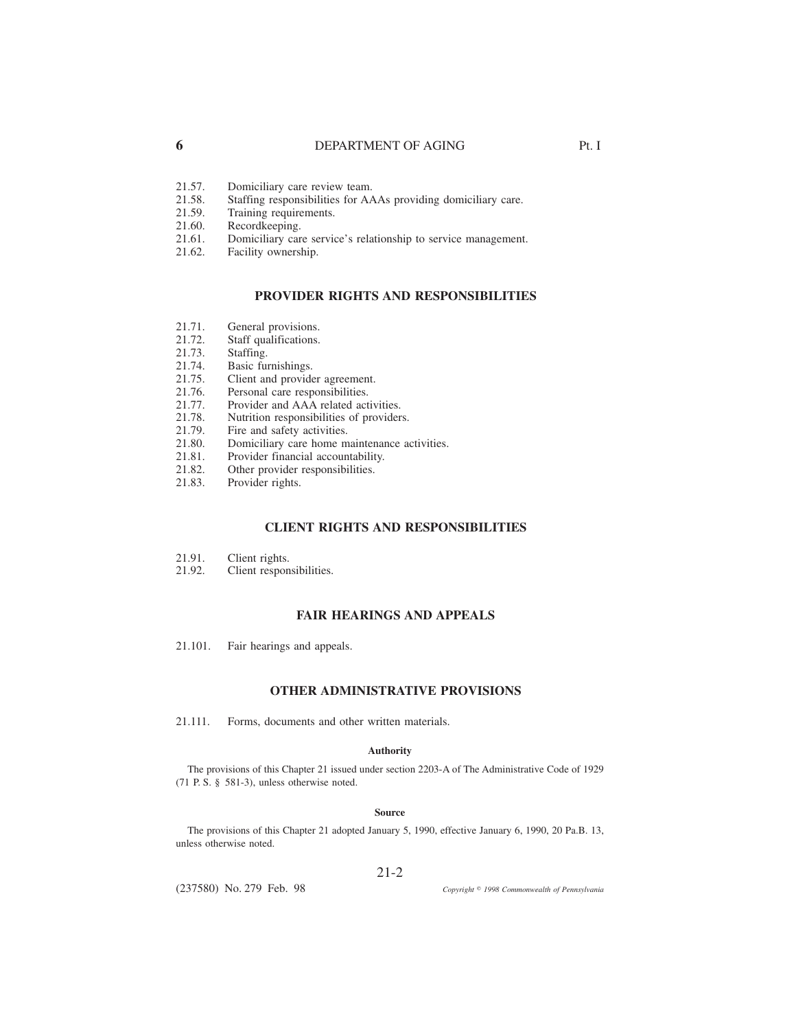21.57. Domiciliary care review team.
21.58. Staffing responsibilities for AAAs providing domiciliary care.
21.59. Training requirements.
21.60. Recordkeeping.
21.61. Domiciliary care service's relationship to service management.
21.62. Facility ownership.

## PROVIDER RIGHTS AND RESPONSIBILITIES

21.71. General provisions.
21.72. Staff qualifications.
21.73. Staffing.
21.74. Basic furnishings.
21.75. Client and provider agreement.
21.76. Personal care responsibilities.
21.77. Provider and AAA related activities.
21.78. Nutrition responsibilities of providers.
21.79. Fire and safety activities.
21.80. Domiciliary care home maintenance activities.
21.81. Provider financial accountability.
21.82. Other provider responsibilities.
21.83. Provider rights.

## CLIENT RIGHTS AND RESPONSIBILITIES

21.91. Client rights.
21.92. Client responsibilities.

## FAIR HEARINGS AND APPEALS

21.101. Fair hearings and appeals.

## OTHER ADMINISTRATIVE PROVISIONS

21.111. Forms, documents and other written materials.

#### Authority

The provisions of this Chapter 21 issued under section 2203-A of The Administrative Code of 1929 (71 P. S. § 581-3), unless otherwise noted.

#### Source

The provisions of this Chapter 21 adopted January 5, 1990, effective January 6, 1990, 20 Pa.B. 13, unless otherwise noted.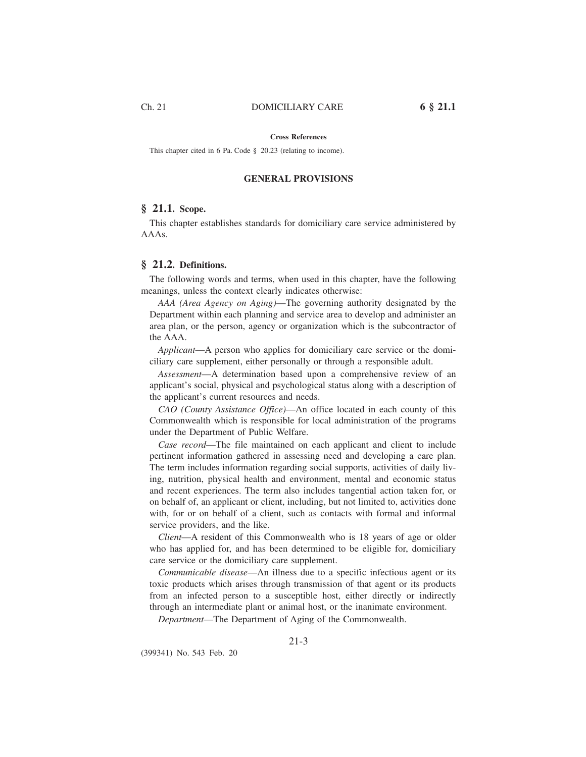**Cross References**

This chapter cited in 6 Pa. Code § 20.23 (relating to income).

## GENERAL PROVISIONS

### § 21.1. Scope.

This chapter establishes standards for domiciliary care service administered by AAAs.

### § 21.2. Definitions.

The following words and terms, when used in this chapter, have the following meanings, unless the context clearly indicates otherwise:

*AAA (Area Agency on Aging)*—The governing authority designated by the Department within each planning and service area to develop and administer an area plan, or the person, agency or organization which is the subcontractor of the AAA.

*Applicant*—A person who applies for domiciliary care service or the domiciliary care supplement, either personally or through a responsible adult.

*Assessment*—A determination based upon a comprehensive review of an applicant's social, physical and psychological status along with a description of the applicant's current resources and needs.

*CAO (County Assistance Office)*—An office located in each county of this Commonwealth which is responsible for local administration of the programs under the Department of Public Welfare.

*Case record*—The file maintained on each applicant and client to include pertinent information gathered in assessing need and developing a care plan. The term includes information regarding social supports, activities of daily living, nutrition, physical health and environment, mental and economic status and recent experiences. The term also includes tangential action taken for, or on behalf of, an applicant or client, including, but not limited to, activities done with, for or on behalf of a client, such as contacts with formal and informal service providers, and the like.

*Client*—A resident of this Commonwealth who is 18 years of age or older who has applied for, and has been determined to be eligible for, domiciliary care service or the domiciliary care supplement.

*Communicable disease*—An illness due to a specific infectious agent or its toxic products which arises through transmission of that agent or its products from an infected person to a susceptible host, either directly or indirectly through an intermediate plant or animal host, or the inanimate environment.

*Department*—The Department of Aging of the Commonwealth.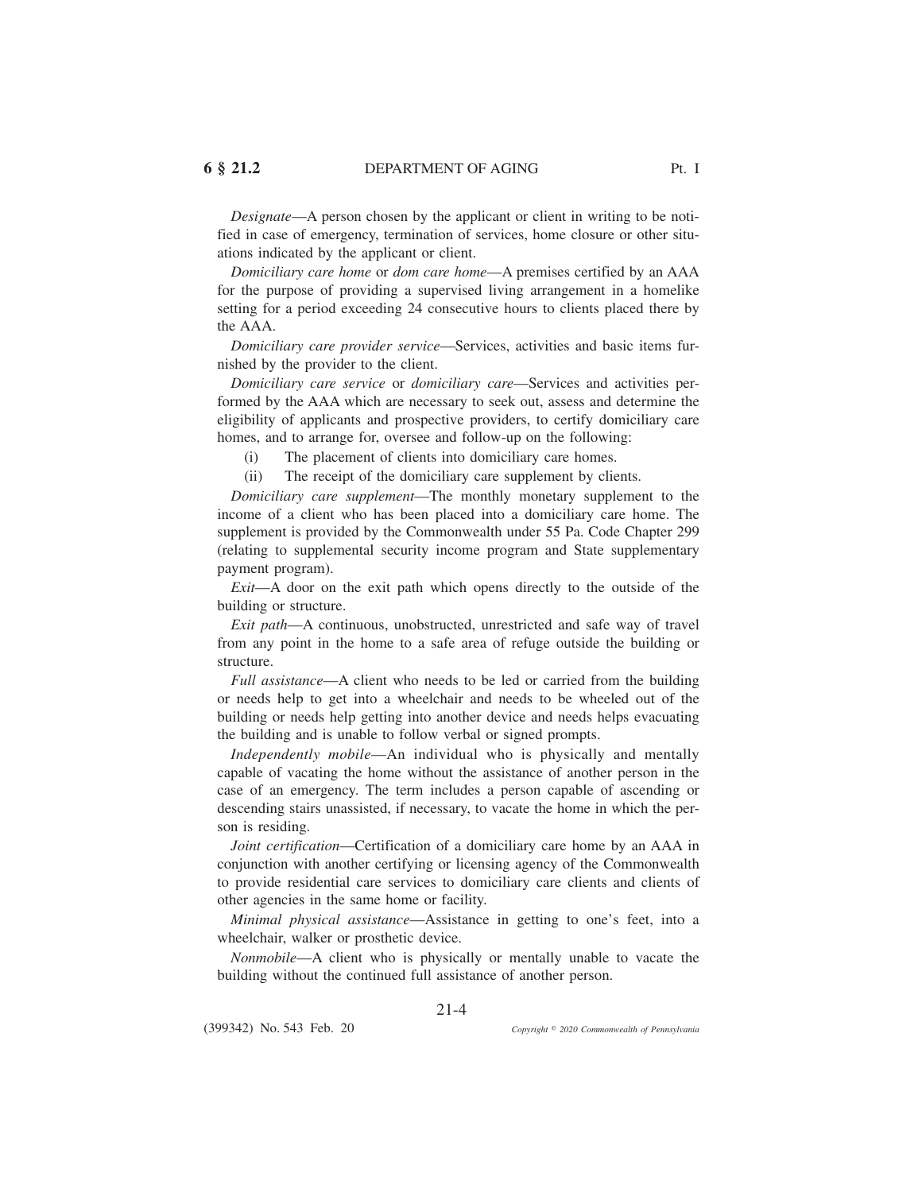*Designate*—A person chosen by the applicant or client in writing to be notified in case of emergency, termination of services, home closure or other situations indicated by the applicant or client.

*Domiciliary care home* or *dom care home*—A premises certified by an AAA for the purpose of providing a supervised living arrangement in a homelike setting for a period exceeding 24 consecutive hours to clients placed there by the AAA.

*Domiciliary care provider service*—Services, activities and basic items furnished by the provider to the client.

*Domiciliary care service* or *domiciliary care*—Services and activities performed by the AAA which are necessary to seek out, assess and determine the eligibility of applicants and prospective providers, to certify domiciliary care homes, and to arrange for, oversee and follow-up on the following:

(i) The placement of clients into domiciliary care homes.

(ii) The receipt of the domiciliary care supplement by clients.

*Domiciliary care supplement*—The monthly monetary supplement to the income of a client who has been placed into a domiciliary care home. The supplement is provided by the Commonwealth under 55 Pa. Code Chapter 299 (relating to supplemental security income program and State supplementary payment program).

*Exit*—A door on the exit path which opens directly to the outside of the building or structure.

*Exit path*—A continuous, unobstructed, unrestricted and safe way of travel from any point in the home to a safe area of refuge outside the building or structure.

*Full assistance*—A client who needs to be led or carried from the building or needs help to get into a wheelchair and needs to be wheeled out of the building or needs help getting into another device and needs helps evacuating the building and is unable to follow verbal or signed prompts.

*Independently mobile*—An individual who is physically and mentally capable of vacating the home without the assistance of another person in the case of an emergency. The term includes a person capable of ascending or descending stairs unassisted, if necessary, to vacate the home in which the person is residing.

*Joint certification*—Certification of a domiciliary care home by an AAA in conjunction with another certifying or licensing agency of the Commonwealth to provide residential care services to domiciliary care clients and clients of other agencies in the same home or facility.

*Minimal physical assistance*—Assistance in getting to one's feet, into a wheelchair, walker or prosthetic device.

*Nonmobile*—A client who is physically or mentally unable to vacate the building without the continued full assistance of another person.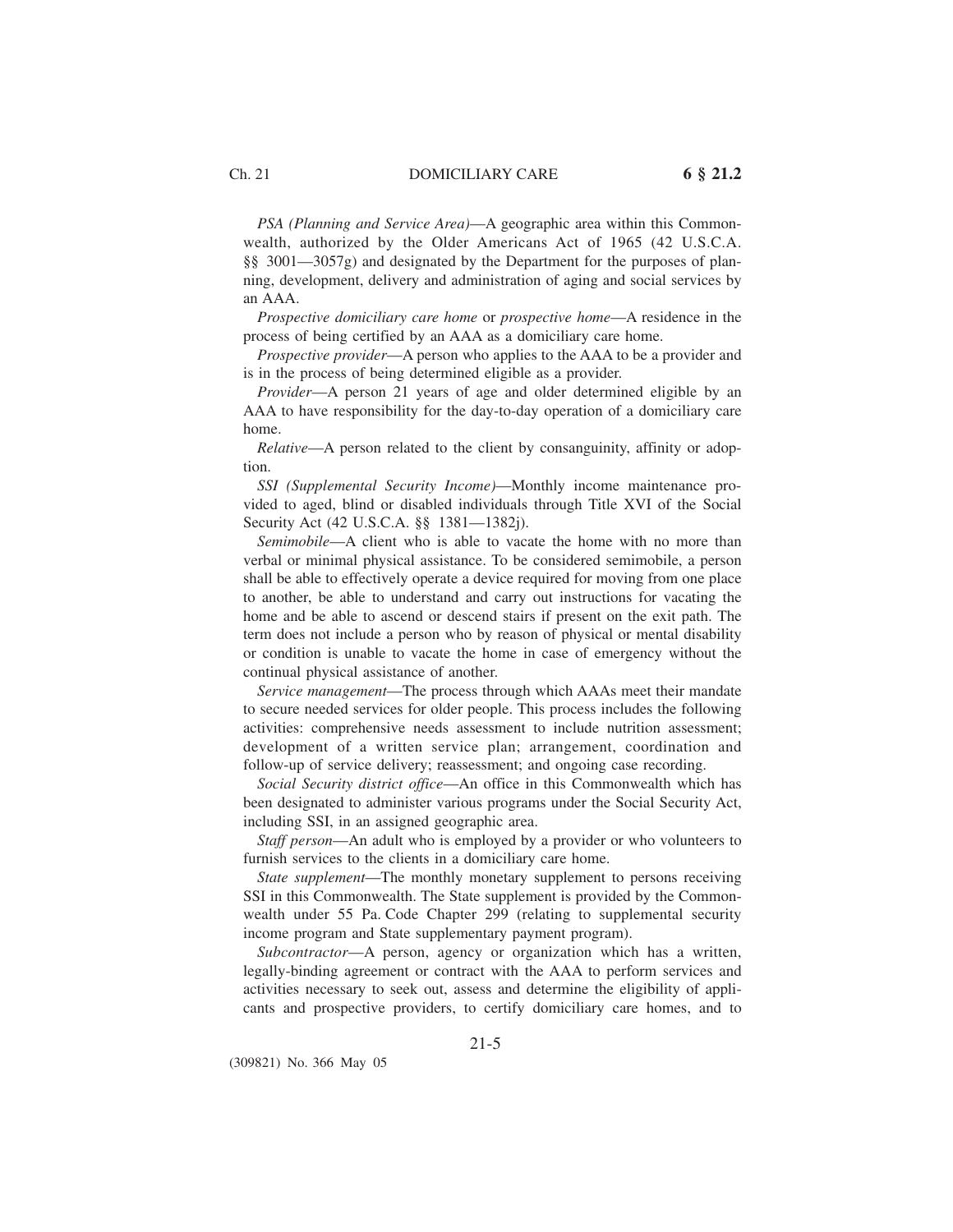*PSA (Planning and Service Area)*—A geographic area within this Commonwealth, authorized by the Older Americans Act of 1965 (42 U.S.C.A. §§ 3001—3057g) and designated by the Department for the purposes of planning, development, delivery and administration of aging and social services by an AAA.

*Prospective domiciliary care home* or *prospective home*—A residence in the process of being certified by an AAA as a domiciliary care home.

*Prospective provider*—A person who applies to the AAA to be a provider and is in the process of being determined eligible as a provider.

*Provider*—A person 21 years of age and older determined eligible by an AAA to have responsibility for the day-to-day operation of a domiciliary care home.

*Relative*—A person related to the client by consanguinity, affinity or adoption.

*SSI (Supplemental Security Income)*—Monthly income maintenance provided to aged, blind or disabled individuals through Title XVI of the Social Security Act (42 U.S.C.A. §§ 1381—1382j).

*Semimobile*—A client who is able to vacate the home with no more than verbal or minimal physical assistance. To be considered semimobile, a person shall be able to effectively operate a device required for moving from one place to another, be able to understand and carry out instructions for vacating the home and be able to ascend or descend stairs if present on the exit path. The term does not include a person who by reason of physical or mental disability or condition is unable to vacate the home in case of emergency without the continual physical assistance of another.

*Service management*—The process through which AAAs meet their mandate to secure needed services for older people. This process includes the following activities: comprehensive needs assessment to include nutrition assessment; development of a written service plan; arrangement, coordination and follow-up of service delivery; reassessment; and ongoing case recording.

*Social Security district office*—An office in this Commonwealth which has been designated to administer various programs under the Social Security Act, including SSI, in an assigned geographic area.

*Staff person*—An adult who is employed by a provider or who volunteers to furnish services to the clients in a domiciliary care home.

*State supplement*—The monthly monetary supplement to persons receiving SSI in this Commonwealth. The State supplement is provided by the Commonwealth under 55 Pa. Code Chapter 299 (relating to supplemental security income program and State supplementary payment program).

*Subcontractor*—A person, agency or organization which has a written, legally-binding agreement or contract with the AAA to perform services and activities necessary to seek out, assess and determine the eligibility of applicants and prospective providers, to certify domiciliary care homes, and to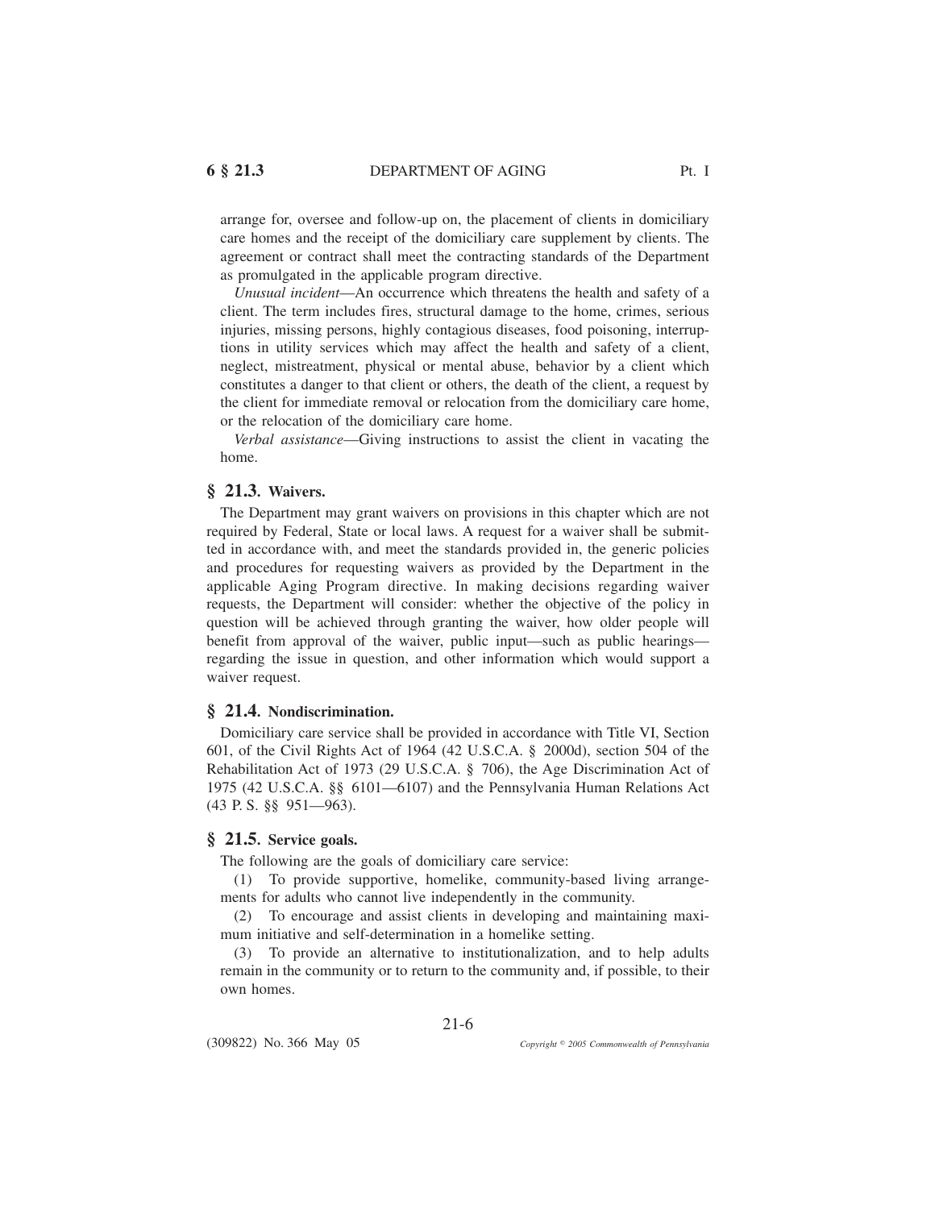arrange for, oversee and follow-up on, the placement of clients in domiciliary care homes and the receipt of the domiciliary care supplement by clients. The agreement or contract shall meet the contracting standards of the Department as promulgated in the applicable program directive.

*Unusual incident*—An occurrence which threatens the health and safety of a client. The term includes fires, structural damage to the home, crimes, serious injuries, missing persons, highly contagious diseases, food poisoning, interruptions in utility services which may affect the health and safety of a client, neglect, mistreatment, physical or mental abuse, behavior by a client which constitutes a danger to that client or others, the death of the client, a request by the client for immediate removal or relocation from the domiciliary care home, or the relocation of the domiciliary care home.

*Verbal assistance*—Giving instructions to assist the client in vacating the home.

## § 21.3. Waivers.

The Department may grant waivers on provisions in this chapter which are not required by Federal, State or local laws. A request for a waiver shall be submitted in accordance with, and meet the standards provided in, the generic policies and procedures for requesting waivers as provided by the Department in the applicable Aging Program directive. In making decisions regarding waiver requests, the Department will consider: whether the objective of the policy in question will be achieved through granting the waiver, how older people will benefit from approval of the waiver, public input—such as public hearings—regarding the issue in question, and other information which would support a waiver request.

## § 21.4. Nondiscrimination.

Domiciliary care service shall be provided in accordance with Title VI, Section 601, of the Civil Rights Act of 1964 (42 U.S.C.A. § 2000d), section 504 of the Rehabilitation Act of 1973 (29 U.S.C.A. § 706), the Age Discrimination Act of 1975 (42 U.S.C.A. §§ 6101—6107) and the Pennsylvania Human Relations Act (43 P. S. §§ 951—963).

## § 21.5. Service goals.

The following are the goals of domiciliary care service:

(1) To provide supportive, homelike, community-based living arrangements for adults who cannot live independently in the community.

(2) To encourage and assist clients in developing and maintaining maximum initiative and self-determination in a homelike setting.

(3) To provide an alternative to institutionalization, and to help adults remain in the community or to return to the community and, if possible, to their own homes.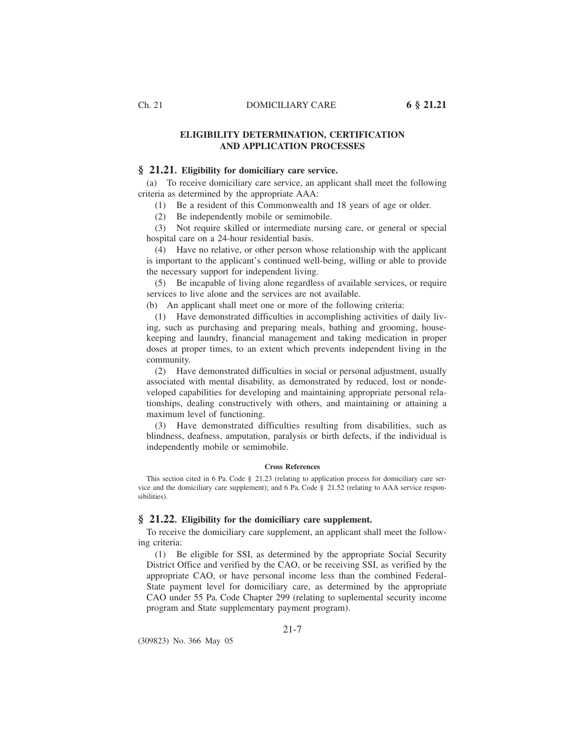## ELIGIBILITY DETERMINATION, CERTIFICATION AND APPLICATION PROCESSES

### § 21.21. Eligibility for domiciliary care service.

(a) To receive domiciliary care service, an applicant shall meet the following criteria as determined by the appropriate AAA:

(1) Be a resident of this Commonwealth and 18 years of age or older.

(2) Be independently mobile or semimobile.

(3) Not require skilled or intermediate nursing care, or general or special hospital care on a 24-hour residential basis.

(4) Have no relative, or other person whose relationship with the applicant is important to the applicant's continued well-being, willing or able to provide the necessary support for independent living.

(5) Be incapable of living alone regardless of available services, or require services to live alone and the services are not available.

(b) An applicant shall meet one or more of the following criteria:

(1) Have demonstrated difficulties in accomplishing activities of daily living, such as purchasing and preparing meals, bathing and grooming, housekeeping and laundry, financial management and taking medication in proper doses at proper times, to an extent which prevents independent living in the community.

(2) Have demonstrated difficulties in social or personal adjustment, usually associated with mental disability, as demonstrated by reduced, lost or nondeveloped capabilities for developing and maintaining appropriate personal relationships, dealing constructively with others, and maintaining or attaining a maximum level of functioning.

(3) Have demonstrated difficulties resulting from disabilities, such as blindness, deafness, amputation, paralysis or birth defects, if the individual is independently mobile or semimobile.

#### Cross References

This section cited in 6 Pa. Code § 21.23 (relating to application process for domiciliary care service and the domiciliary care supplement); and 6 Pa. Code § 21.52 (relating to AAA service responsibilities).

### § 21.22. Eligibility for the domiciliary care supplement.

To receive the domiciliary care supplement, an applicant shall meet the following criteria:

(1) Be eligible for SSI, as determined by the appropriate Social Security District Office and verified by the CAO, or be receiving SSI, as verified by the appropriate CAO, or have personal income less than the combined Federal-State payment level for domiciliary care, as determined by the appropriate CAO under 55 Pa. Code Chapter 299 (relating to suplemental security income program and State supplementary payment program).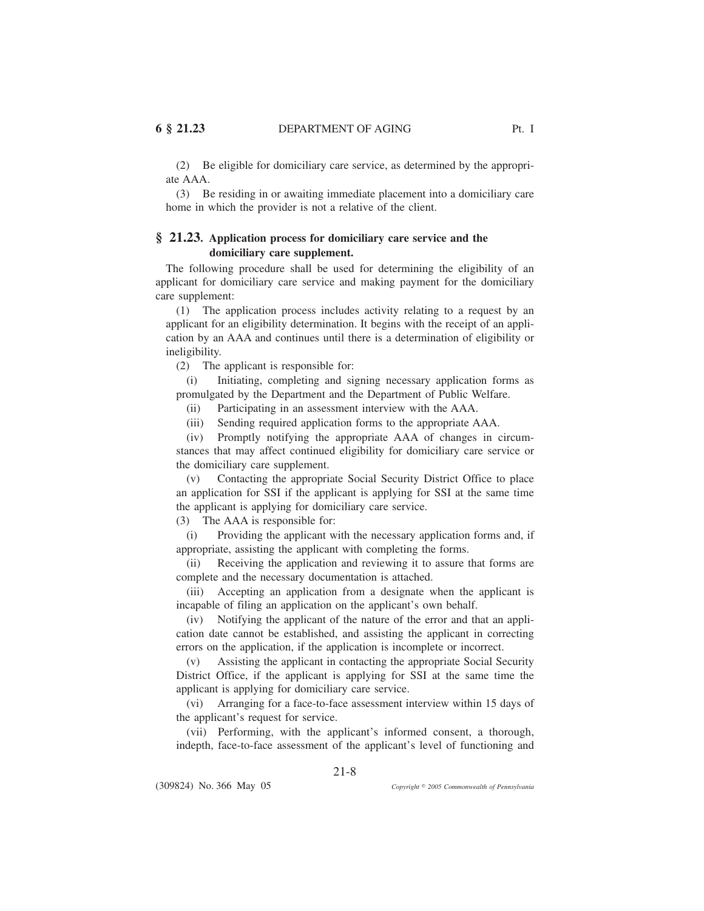(2) Be eligible for domiciliary care service, as determined by the appropriate AAA.

(3) Be residing in or awaiting immediate placement into a domiciliary care home in which the provider is not a relative of the client.

## § 21.23. Application process for domiciliary care service and the domiciliary care supplement.

The following procedure shall be used for determining the eligibility of an applicant for domiciliary care service and making payment for the domiciliary care supplement:

(1) The application process includes activity relating to a request by an applicant for an eligibility determination. It begins with the receipt of an application by an AAA and continues until there is a determination of eligibility or ineligibility.

(2) The applicant is responsible for:

(i) Initiating, completing and signing necessary application forms as promulgated by the Department and the Department of Public Welfare.

(ii) Participating in an assessment interview with the AAA.

(iii) Sending required application forms to the appropriate AAA.

(iv) Promptly notifying the appropriate AAA of changes in circumstances that may affect continued eligibility for domiciliary care service or the domiciliary care supplement.

(v) Contacting the appropriate Social Security District Office to place an application for SSI if the applicant is applying for SSI at the same time the applicant is applying for domiciliary care service.

(3) The AAA is responsible for:

(i) Providing the applicant with the necessary application forms and, if appropriate, assisting the applicant with completing the forms.

(ii) Receiving the application and reviewing it to assure that forms are complete and the necessary documentation is attached.

(iii) Accepting an application from a designate when the applicant is incapable of filing an application on the applicant's own behalf.

(iv) Notifying the applicant of the nature of the error and that an application date cannot be established, and assisting the applicant in correcting errors on the application, if the application is incomplete or incorrect.

(v) Assisting the applicant in contacting the appropriate Social Security District Office, if the applicant is applying for SSI at the same time the applicant is applying for domiciliary care service.

(vi) Arranging for a face-to-face assessment interview within 15 days of the applicant's request for service.

(vii) Performing, with the applicant's informed consent, a thorough, indepth, face-to-face assessment of the applicant's level of functioning and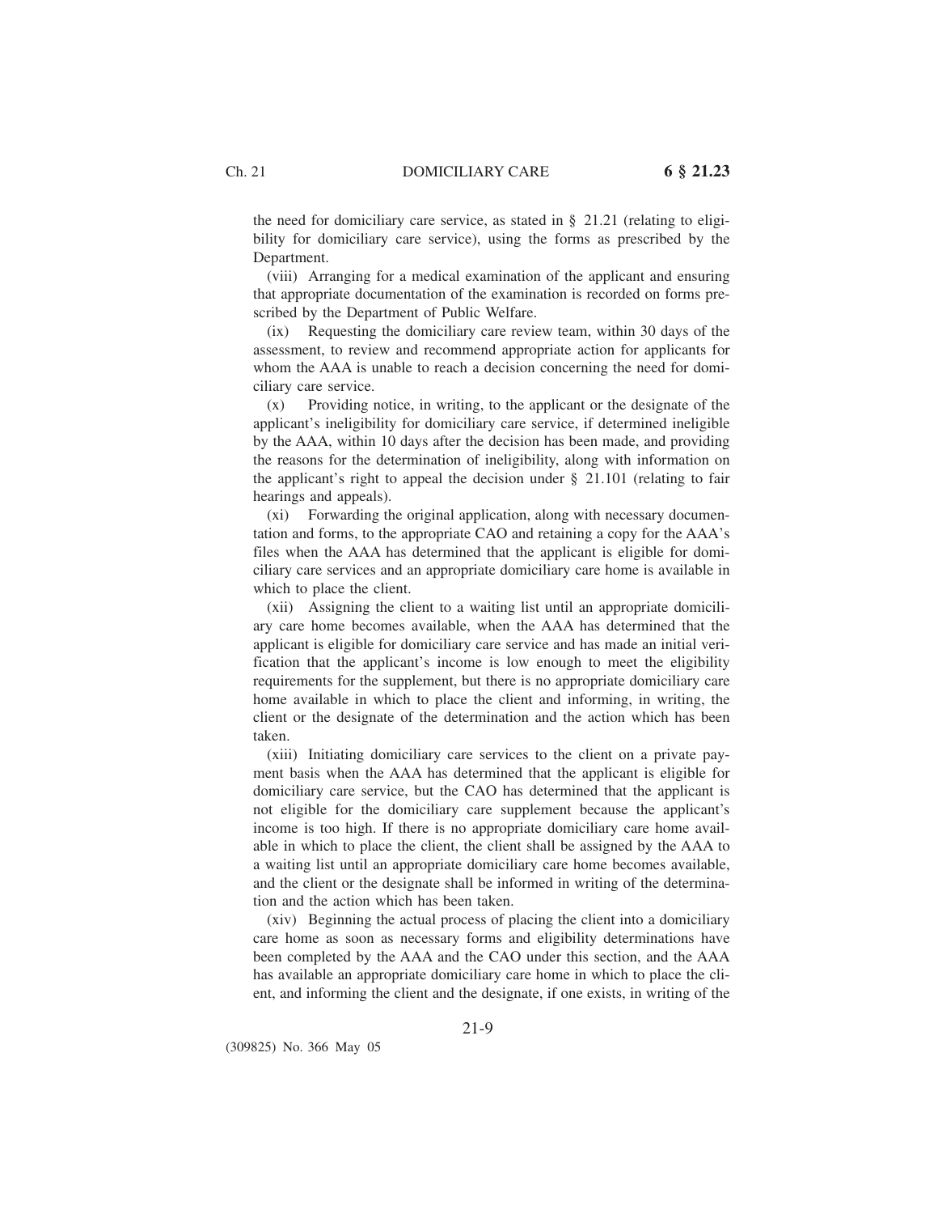the need for domiciliary care service, as stated in § 21.21 (relating to eligibility for domiciliary care service), using the forms as prescribed by the Department.

(viii) Arranging for a medical examination of the applicant and ensuring that appropriate documentation of the examination is recorded on forms prescribed by the Department of Public Welfare.

(ix) Requesting the domiciliary care review team, within 30 days of the assessment, to review and recommend appropriate action for applicants for whom the AAA is unable to reach a decision concerning the need for domiciliary care service.

(x) Providing notice, in writing, to the applicant or the designate of the applicant's ineligibility for domiciliary care service, if determined ineligible by the AAA, within 10 days after the decision has been made, and providing the reasons for the determination of ineligibility, along with information on the applicant's right to appeal the decision under § 21.101 (relating to fair hearings and appeals).

(xi) Forwarding the original application, along with necessary documentation and forms, to the appropriate CAO and retaining a copy for the AAA's files when the AAA has determined that the applicant is eligible for domiciliary care services and an appropriate domiciliary care home is available in which to place the client.

(xii) Assigning the client to a waiting list until an appropriate domiciliary care home becomes available, when the AAA has determined that the applicant is eligible for domiciliary care service and has made an initial verification that the applicant's income is low enough to meet the eligibility requirements for the supplement, but there is no appropriate domiciliary care home available in which to place the client and informing, in writing, the client or the designate of the determination and the action which has been taken.

(xiii) Initiating domiciliary care services to the client on a private payment basis when the AAA has determined that the applicant is eligible for domiciliary care service, but the CAO has determined that the applicant is not eligible for the domiciliary care supplement because the applicant's income is too high. If there is no appropriate domiciliary care home available in which to place the client, the client shall be assigned by the AAA to a waiting list until an appropriate domiciliary care home becomes available, and the client or the designate shall be informed in writing of the determination and the action which has been taken.

(xiv) Beginning the actual process of placing the client into a domiciliary care home as soon as necessary forms and eligibility determinations have been completed by the AAA and the CAO under this section, and the AAA has available an appropriate domiciliary care home in which to place the client, and informing the client and the designate, if one exists, in writing of the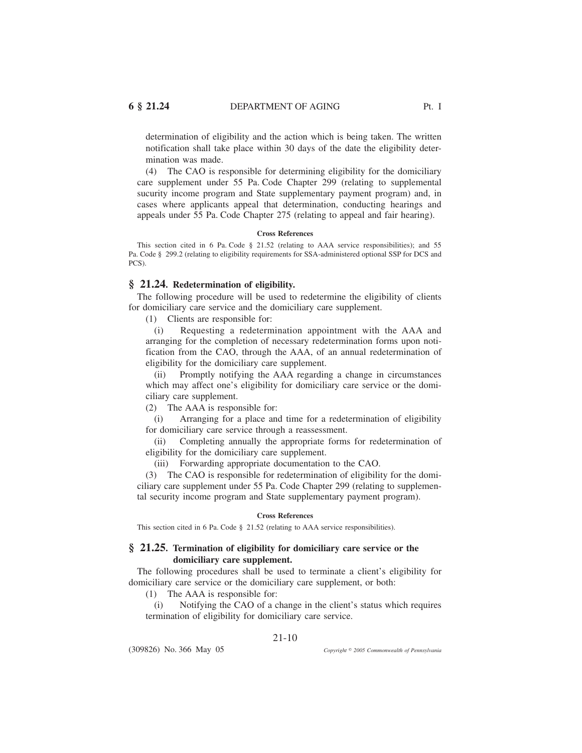determination of eligibility and the action which is being taken. The written notification shall take place within 30 days of the date the eligibility determination was made.

(4) The CAO is responsible for determining eligibility for the domiciliary care supplement under 55 Pa. Code Chapter 299 (relating to supplemental sucurity income program and State supplementary payment program) and, in cases where applicants appeal that determination, conducting hearings and appeals under 55 Pa. Code Chapter 275 (relating to appeal and fair hearing).

**Cross References**

This section cited in 6 Pa. Code § 21.52 (relating to AAA service responsibilities); and 55 Pa. Code § 299.2 (relating to eligibility requirements for SSA-administered optional SSP for DCS and PCS).

## § 21.24. Redetermination of eligibility.

The following procedure will be used to redetermine the eligibility of clients for domiciliary care service and the domiciliary care supplement.

(1) Clients are responsible for:

(i) Requesting a redetermination appointment with the AAA and arranging for the completion of necessary redetermination forms upon notification from the CAO, through the AAA, of an annual redetermination of eligibility for the domiciliary care supplement.

(ii) Promptly notifying the AAA regarding a change in circumstances which may affect one's eligibility for domiciliary care service or the domiciliary care supplement.

(2) The AAA is responsible for:

(i) Arranging for a place and time for a redetermination of eligibility for domiciliary care service through a reassessment.

(ii) Completing annually the appropriate forms for redetermination of eligibility for the domiciliary care supplement.

(iii) Forwarding appropriate documentation to the CAO.

(3) The CAO is responsible for redetermination of eligibility for the domiciliary care supplement under 55 Pa. Code Chapter 299 (relating to supplemental security income program and State supplementary payment program).

**Cross References**

This section cited in 6 Pa. Code § 21.52 (relating to AAA service responsibilities).

## § 21.25. Termination of eligibility for domiciliary care service or the domiciliary care supplement.

The following procedures shall be used to terminate a client's eligibility for domiciliary care service or the domiciliary care supplement, or both:

(1) The AAA is responsible for:

(i) Notifying the CAO of a change in the client's status which requires termination of eligibility for domiciliary care service.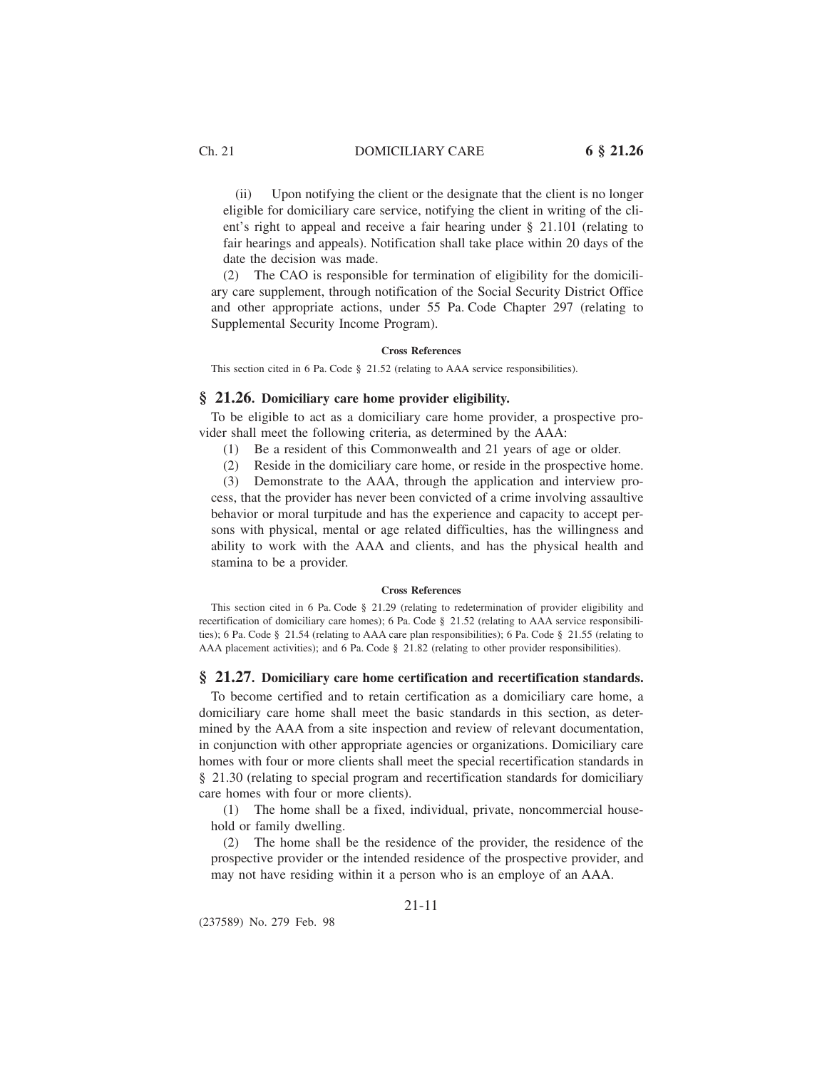(ii) Upon notifying the client or the designate that the client is no longer eligible for domiciliary care service, notifying the client in writing of the client's right to appeal and receive a fair hearing under § 21.101 (relating to fair hearings and appeals). Notification shall take place within 20 days of the date the decision was made.

(2) The CAO is responsible for termination of eligibility for the domiciliary care supplement, through notification of the Social Security District Office and other appropriate actions, under 55 Pa. Code Chapter 297 (relating to Supplemental Security Income Program).

**Cross References**

This section cited in 6 Pa. Code § 21.52 (relating to AAA service responsibilities).

## § 21.26. Domiciliary care home provider eligibility.

To be eligible to act as a domiciliary care home provider, a prospective provider shall meet the following criteria, as determined by the AAA:

(1) Be a resident of this Commonwealth and 21 years of age or older.

(2) Reside in the domiciliary care home, or reside in the prospective home.

(3) Demonstrate to the AAA, through the application and interview process, that the provider has never been convicted of a crime involving assaultive behavior or moral turpitude and has the experience and capacity to accept persons with physical, mental or age related difficulties, has the willingness and ability to work with the AAA and clients, and has the physical health and stamina to be a provider.

**Cross References**

This section cited in 6 Pa. Code § 21.29 (relating to redetermination of provider eligibility and recertification of domiciliary care homes); 6 Pa. Code § 21.52 (relating to AAA service responsibilities); 6 Pa. Code § 21.54 (relating to AAA care plan responsibilities); 6 Pa. Code § 21.55 (relating to AAA placement activities); and 6 Pa. Code § 21.82 (relating to other provider responsibilities).

## § 21.27. Domiciliary care home certification and recertification standards.

To become certified and to retain certification as a domiciliary care home, a domiciliary care home shall meet the basic standards in this section, as determined by the AAA from a site inspection and review of relevant documentation, in conjunction with other appropriate agencies or organizations. Domiciliary care homes with four or more clients shall meet the special recertification standards in § 21.30 (relating to special program and recertification standards for domiciliary care homes with four or more clients).

(1) The home shall be a fixed, individual, private, noncommercial household or family dwelling.

(2) The home shall be the residence of the provider, the residence of the prospective provider or the intended residence of the prospective provider, and may not have residing within it a person who is an employe of an AAA.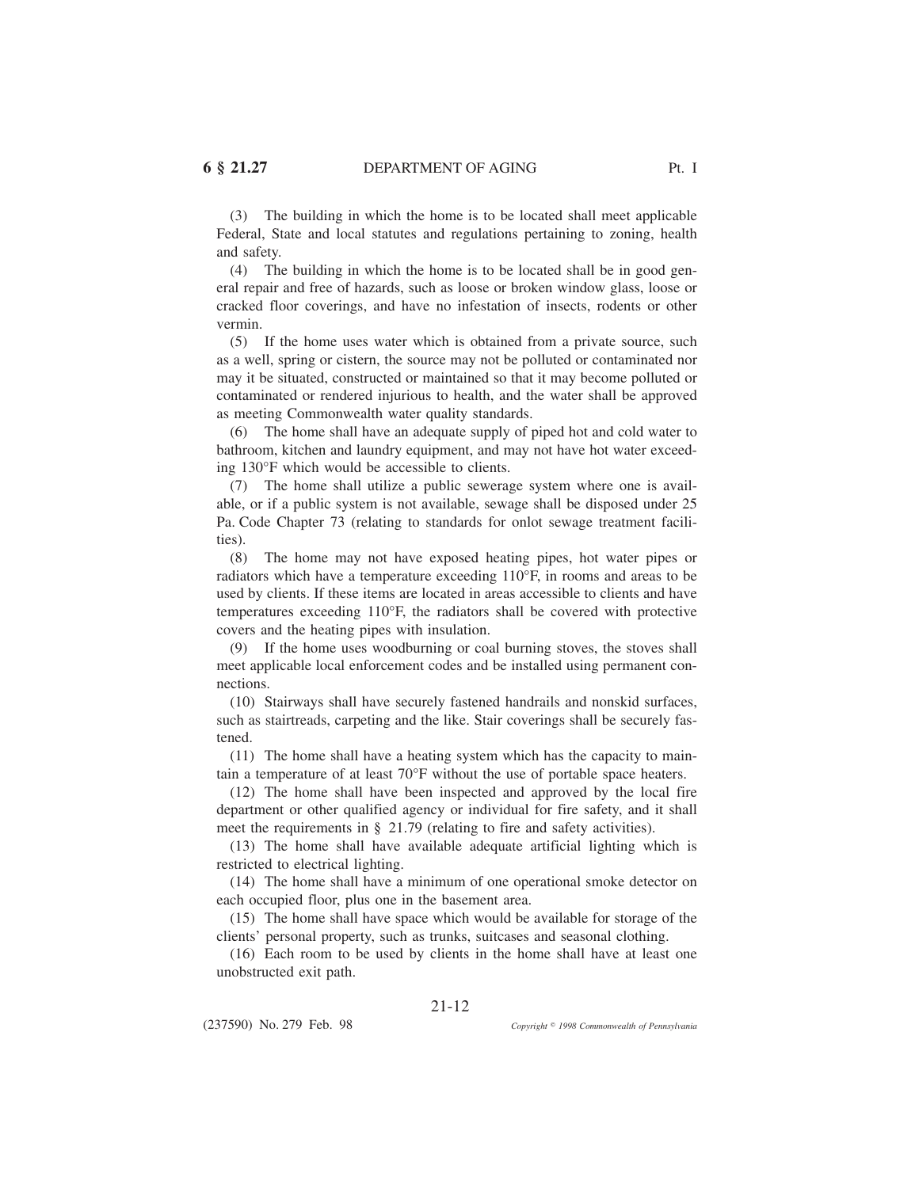(3) The building in which the home is to be located shall meet applicable Federal, State and local statutes and regulations pertaining to zoning, health and safety.

(4) The building in which the home is to be located shall be in good general repair and free of hazards, such as loose or broken window glass, loose or cracked floor coverings, and have no infestation of insects, rodents or other vermin.

(5) If the home uses water which is obtained from a private source, such as a well, spring or cistern, the source may not be polluted or contaminated nor may it be situated, constructed or maintained so that it may become polluted or contaminated or rendered injurious to health, and the water shall be approved as meeting Commonwealth water quality standards.

(6) The home shall have an adequate supply of piped hot and cold water to bathroom, kitchen and laundry equipment, and may not have hot water exceeding 130°F which would be accessible to clients.

(7) The home shall utilize a public sewerage system where one is available, or if a public system is not available, sewage shall be disposed under 25 Pa. Code Chapter 73 (relating to standards for onlot sewage treatment facilities).

(8) The home may not have exposed heating pipes, hot water pipes or radiators which have a temperature exceeding 110°F, in rooms and areas to be used by clients. If these items are located in areas accessible to clients and have temperatures exceeding 110°F, the radiators shall be covered with protective covers and the heating pipes with insulation.

(9) If the home uses woodburning or coal burning stoves, the stoves shall meet applicable local enforcement codes and be installed using permanent connections.

(10) Stairways shall have securely fastened handrails and nonskid surfaces, such as stairtreads, carpeting and the like. Stair coverings shall be securely fastened.

(11) The home shall have a heating system which has the capacity to maintain a temperature of at least 70°F without the use of portable space heaters.

(12) The home shall have been inspected and approved by the local fire department or other qualified agency or individual for fire safety, and it shall meet the requirements in § 21.79 (relating to fire and safety activities).

(13) The home shall have available adequate artificial lighting which is restricted to electrical lighting.

(14) The home shall have a minimum of one operational smoke detector on each occupied floor, plus one in the basement area.

(15) The home shall have space which would be available for storage of the clients' personal property, such as trunks, suitcases and seasonal clothing.

(16) Each room to be used by clients in the home shall have at least one unobstructed exit path.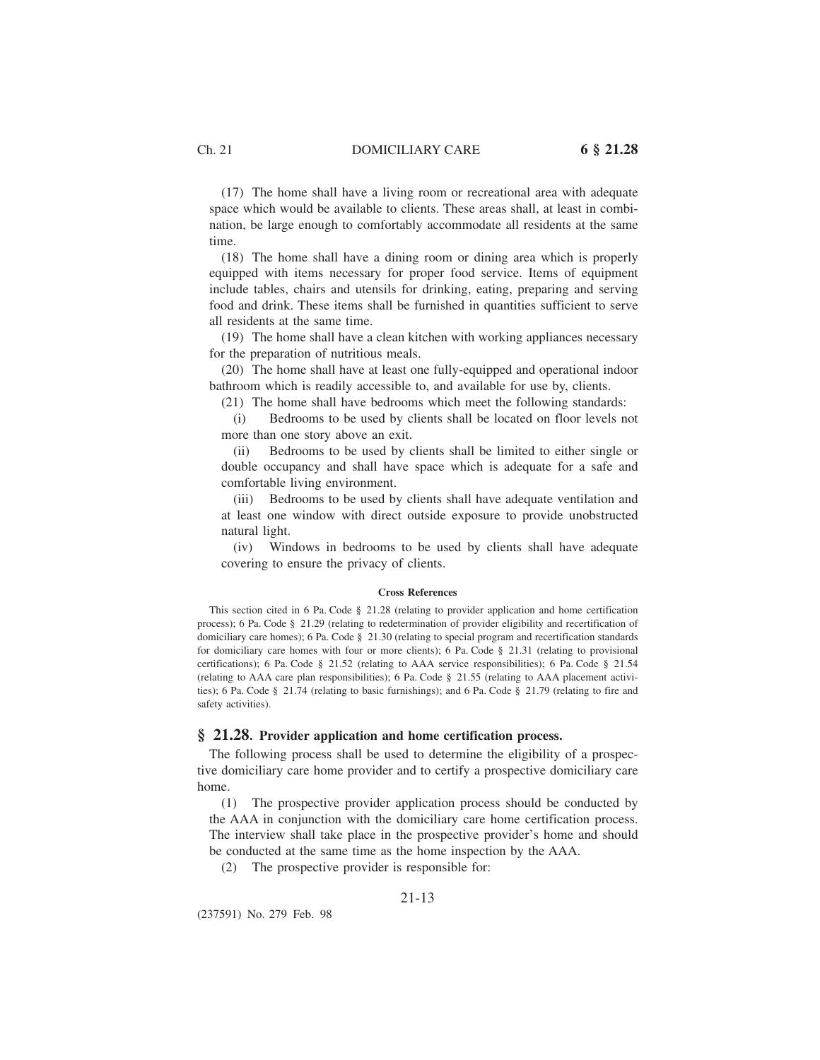(17) The home shall have a living room or recreational area with adequate space which would be available to clients. These areas shall, at least in combination, be large enough to comfortably accommodate all residents at the same time.

(18) The home shall have a dining room or dining area which is properly equipped with items necessary for proper food service. Items of equipment include tables, chairs and utensils for drinking, eating, preparing and serving food and drink. These items shall be furnished in quantities sufficient to serve all residents at the same time.

(19) The home shall have a clean kitchen with working appliances necessary for the preparation of nutritious meals.

(20) The home shall have at least one fully-equipped and operational indoor bathroom which is readily accessible to, and available for use by, clients.

(21) The home shall have bedrooms which meet the following standards:

(i) Bedrooms to be used by clients shall be located on floor levels not more than one story above an exit.

(ii) Bedrooms to be used by clients shall be limited to either single or double occupancy and shall have space which is adequate for a safe and comfortable living environment.

(iii) Bedrooms to be used by clients shall have adequate ventilation and at least one window with direct outside exposure to provide unobstructed natural light.

(iv) Windows in bedrooms to be used by clients shall have adequate covering to ensure the privacy of clients.

**Cross References**

This section cited in 6 Pa. Code § 21.28 (relating to provider application and home certification process); 6 Pa. Code § 21.29 (relating to redetermination of provider eligibility and recertification of domiciliary care homes); 6 Pa. Code § 21.30 (relating to special program and recertification standards for domiciliary care homes with four or more clients); 6 Pa. Code § 21.31 (relating to provisional certifications); 6 Pa. Code § 21.52 (relating to AAA service responsibilities); 6 Pa. Code § 21.54 (relating to AAA care plan responsibilities); 6 Pa. Code § 21.55 (relating to AAA placement activities); 6 Pa. Code § 21.74 (relating to basic furnishings); and 6 Pa. Code § 21.79 (relating to fire and safety activities).

## § 21.28. Provider application and home certification process.

The following process shall be used to determine the eligibility of a prospective domiciliary care home provider and to certify a prospective domiciliary care home.

(1) The prospective provider application process should be conducted by the AAA in conjunction with the domiciliary care home certification process. The interview shall take place in the prospective provider's home and should be conducted at the same time as the home inspection by the AAA.

(2) The prospective provider is responsible for: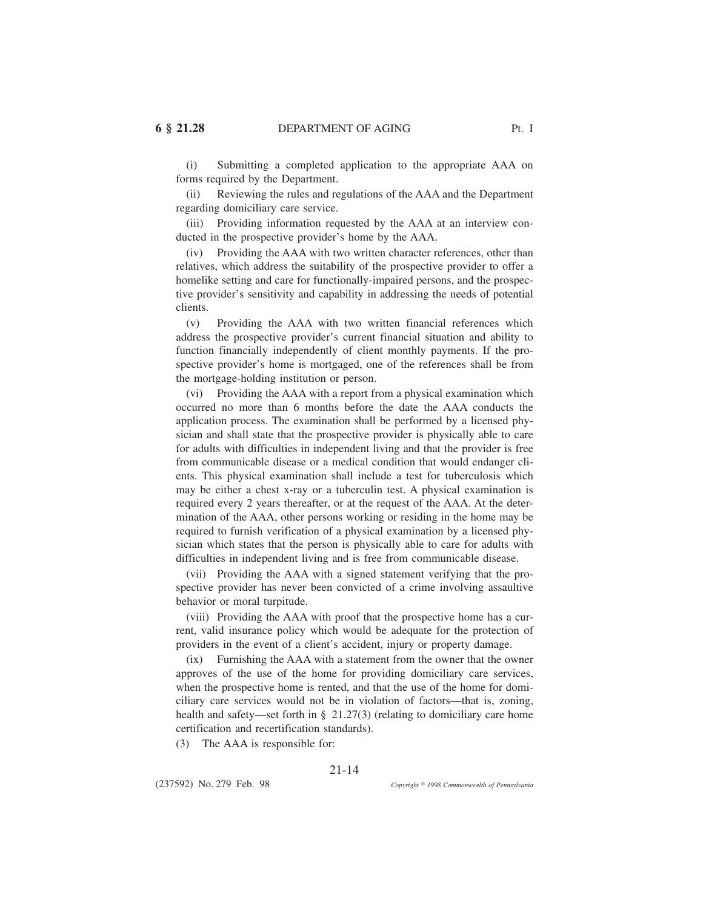(i) Submitting a completed application to the appropriate AAA on forms required by the Department.

(ii) Reviewing the rules and regulations of the AAA and the Department regarding domiciliary care service.

(iii) Providing information requested by the AAA at an interview conducted in the prospective provider's home by the AAA.

(iv) Providing the AAA with two written character references, other than relatives, which address the suitability of the prospective provider to offer a homelike setting and care for functionally-impaired persons, and the prospective provider's sensitivity and capability in addressing the needs of potential clients.

(v) Providing the AAA with two written financial references which address the prospective provider's current financial situation and ability to function financially independently of client monthly payments. If the prospective provider's home is mortgaged, one of the references shall be from the mortgage-holding institution or person.

(vi) Providing the AAA with a report from a physical examination which occurred no more than 6 months before the date the AAA conducts the application process. The examination shall be performed by a licensed physician and shall state that the prospective provider is physically able to care for adults with difficulties in independent living and that the provider is free from communicable disease or a medical condition that would endanger clients. This physical examination shall include a test for tuberculosis which may be either a chest x-ray or a tuberculin test. A physical examination is required every 2 years thereafter, or at the request of the AAA. At the determination of the AAA, other persons working or residing in the home may be required to furnish verification of a physical examination by a licensed physician which states that the person is physically able to care for adults with difficulties in independent living and is free from communicable disease.

(vii) Providing the AAA with a signed statement verifying that the prospective provider has never been convicted of a crime involving assaultive behavior or moral turpitude.

(viii) Providing the AAA with proof that the prospective home has a current, valid insurance policy which would be adequate for the protection of providers in the event of a client's accident, injury or property damage.

(ix) Furnishing the AAA with a statement from the owner that the owner approves of the use of the home for providing domiciliary care services, when the prospective home is rented, and that the use of the home for domiciliary care services would not be in violation of factors—that is, zoning, health and safety—set forth in § 21.27(3) (relating to domiciliary care home certification and recertification standards).

(3) The AAA is responsible for: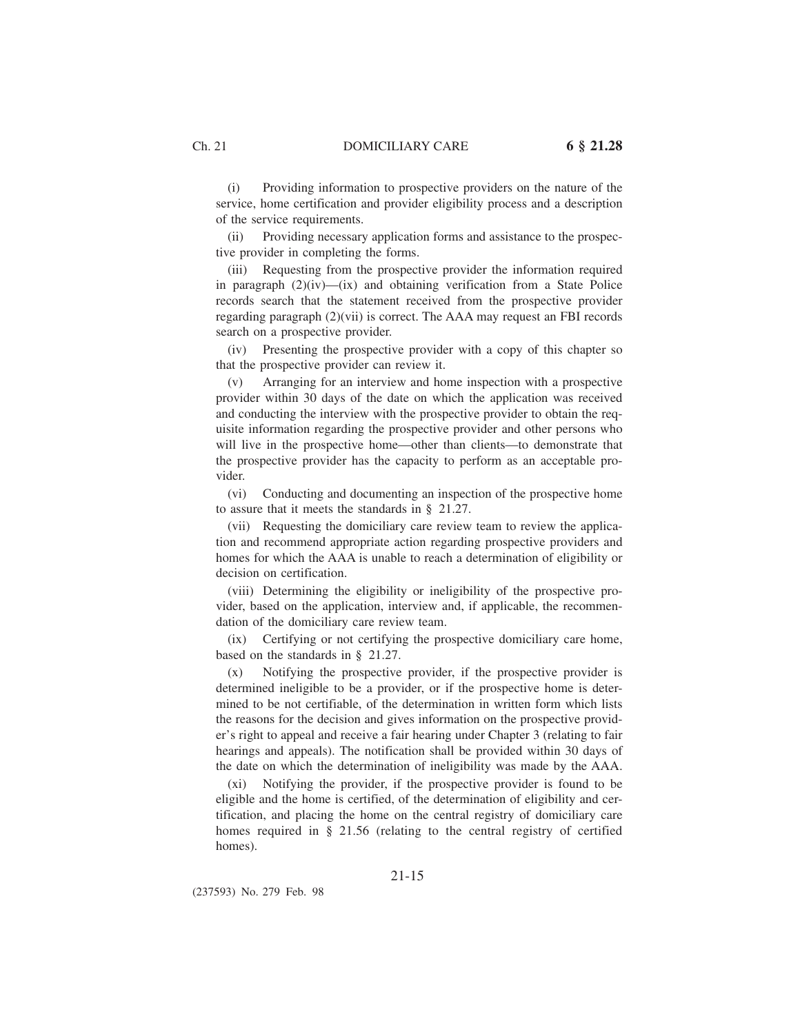(i) Providing information to prospective providers on the nature of the service, home certification and provider eligibility process and a description of the service requirements.

(ii) Providing necessary application forms and assistance to the prospective provider in completing the forms.

(iii) Requesting from the prospective provider the information required in paragraph (2)(iv)—(ix) and obtaining verification from a State Police records search that the statement received from the prospective provider regarding paragraph (2)(vii) is correct. The AAA may request an FBI records search on a prospective provider.

(iv) Presenting the prospective provider with a copy of this chapter so that the prospective provider can review it.

(v) Arranging for an interview and home inspection with a prospective provider within 30 days of the date on which the application was received and conducting the interview with the prospective provider to obtain the requisite information regarding the prospective provider and other persons who will live in the prospective home—other than clients—to demonstrate that the prospective provider has the capacity to perform as an acceptable provider.

(vi) Conducting and documenting an inspection of the prospective home to assure that it meets the standards in § 21.27.

(vii) Requesting the domiciliary care review team to review the application and recommend appropriate action regarding prospective providers and homes for which the AAA is unable to reach a determination of eligibility or decision on certification.

(viii) Determining the eligibility or ineligibility of the prospective provider, based on the application, interview and, if applicable, the recommendation of the domiciliary care review team.

(ix) Certifying or not certifying the prospective domiciliary care home, based on the standards in § 21.27.

(x) Notifying the prospective provider, if the prospective provider is determined ineligible to be a provider, or if the prospective home is determined to be not certifiable, of the determination in written form which lists the reasons for the decision and gives information on the prospective provider's right to appeal and receive a fair hearing under Chapter 3 (relating to fair hearings and appeals). The notification shall be provided within 30 days of the date on which the determination of ineligibility was made by the AAA.

(xi) Notifying the provider, if the prospective provider is found to be eligible and the home is certified, of the determination of eligibility and certification, and placing the home on the central registry of domiciliary care homes required in § 21.56 (relating to the central registry of certified homes).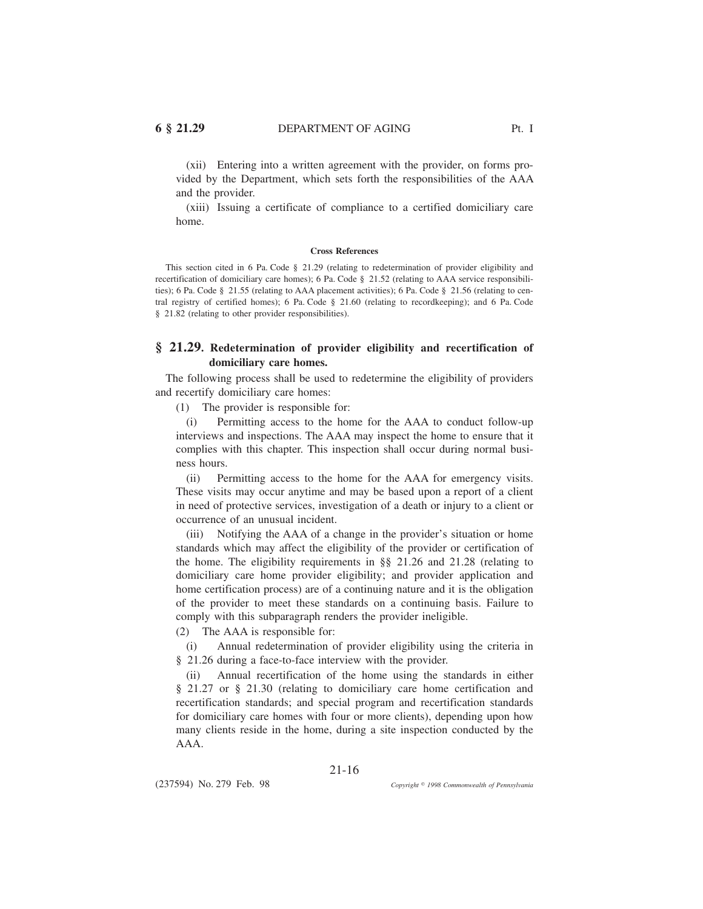(xii) Entering into a written agreement with the provider, on forms provided by the Department, which sets forth the responsibilities of the AAA and the provider.

(xiii) Issuing a certificate of compliance to a certified domiciliary care home.

#### Cross References

This section cited in 6 Pa. Code § 21.29 (relating to redetermination of provider eligibility and recertification of domiciliary care homes); 6 Pa. Code § 21.52 (relating to AAA service responsibilities); 6 Pa. Code § 21.55 (relating to AAA placement activities); 6 Pa. Code § 21.56 (relating to central registry of certified homes); 6 Pa. Code § 21.60 (relating to recordkeeping); and 6 Pa. Code § 21.82 (relating to other provider responsibilities).

## § 21.29. Redetermination of provider eligibility and recertification of domiciliary care homes.

The following process shall be used to redetermine the eligibility of providers and recertify domiciliary care homes:

(1) The provider is responsible for:

(i) Permitting access to the home for the AAA to conduct follow-up interviews and inspections. The AAA may inspect the home to ensure that it complies with this chapter. This inspection shall occur during normal business hours.

(ii) Permitting access to the home for the AAA for emergency visits. These visits may occur anytime and may be based upon a report of a client in need of protective services, investigation of a death or injury to a client or occurrence of an unusual incident.

(iii) Notifying the AAA of a change in the provider's situation or home standards which may affect the eligibility of the provider or certification of the home. The eligibility requirements in §§ 21.26 and 21.28 (relating to domiciliary care home provider eligibility; and provider application and home certification process) are of a continuing nature and it is the obligation of the provider to meet these standards on a continuing basis. Failure to comply with this subparagraph renders the provider ineligible.

(2) The AAA is responsible for:

(i) Annual redetermination of provider eligibility using the criteria in § 21.26 during a face-to-face interview with the provider.

(ii) Annual recertification of the home using the standards in either § 21.27 or § 21.30 (relating to domiciliary care home certification and recertification standards; and special program and recertification standards for domiciliary care homes with four or more clients), depending upon how many clients reside in the home, during a site inspection conducted by the AAA.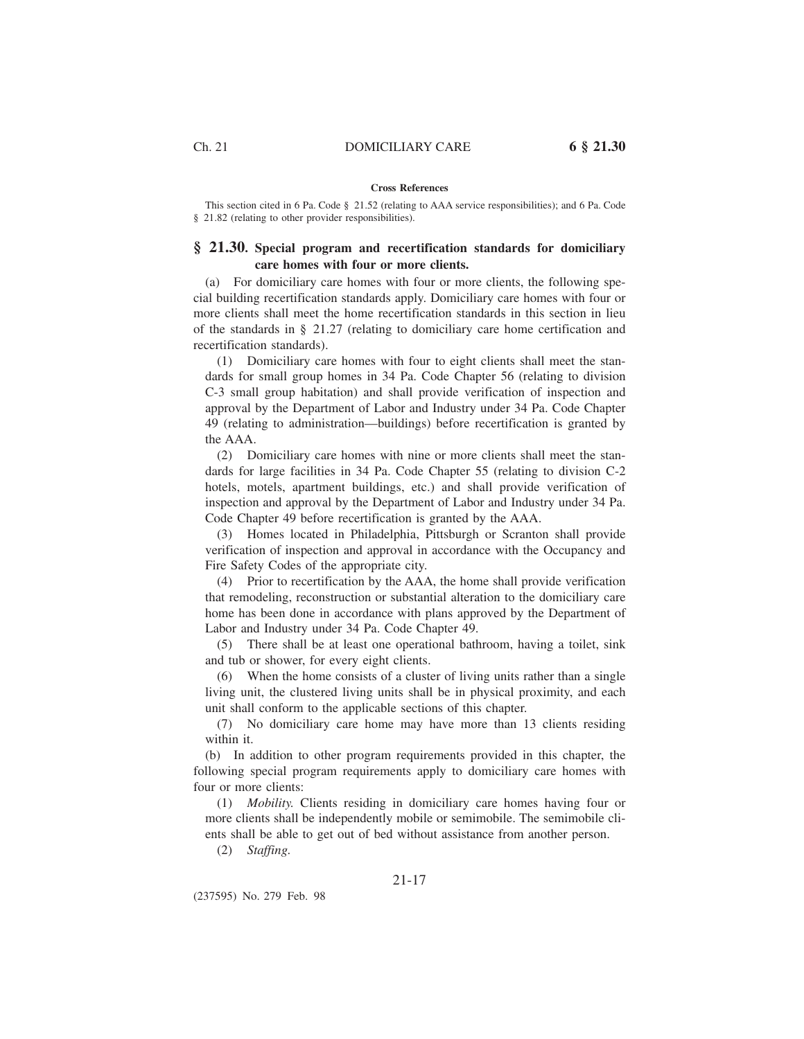**Cross References**

This section cited in 6 Pa. Code § 21.52 (relating to AAA service responsibilities); and 6 Pa. Code § 21.82 (relating to other provider responsibilities).

## § 21.30. Special program and recertification standards for domiciliary care homes with four or more clients.

(a) For domiciliary care homes with four or more clients, the following special building recertification standards apply. Domiciliary care homes with four or more clients shall meet the home recertification standards in this section in lieu of the standards in § 21.27 (relating to domiciliary care home certification and recertification standards).

(1) Domiciliary care homes with four to eight clients shall meet the standards for small group homes in 34 Pa. Code Chapter 56 (relating to division C-3 small group habitation) and shall provide verification of inspection and approval by the Department of Labor and Industry under 34 Pa. Code Chapter 49 (relating to administration—buildings) before recertification is granted by the AAA.

(2) Domiciliary care homes with nine or more clients shall meet the standards for large facilities in 34 Pa. Code Chapter 55 (relating to division C-2 hotels, motels, apartment buildings, etc.) and shall provide verification of inspection and approval by the Department of Labor and Industry under 34 Pa. Code Chapter 49 before recertification is granted by the AAA.

(3) Homes located in Philadelphia, Pittsburgh or Scranton shall provide verification of inspection and approval in accordance with the Occupancy and Fire Safety Codes of the appropriate city.

(4) Prior to recertification by the AAA, the home shall provide verification that remodeling, reconstruction or substantial alteration to the domiciliary care home has been done in accordance with plans approved by the Department of Labor and Industry under 34 Pa. Code Chapter 49.

(5) There shall be at least one operational bathroom, having a toilet, sink and tub or shower, for every eight clients.

(6) When the home consists of a cluster of living units rather than a single living unit, the clustered living units shall be in physical proximity, and each unit shall conform to the applicable sections of this chapter.

(7) No domiciliary care home may have more than 13 clients residing within it.

(b) In addition to other program requirements provided in this chapter, the following special program requirements apply to domiciliary care homes with four or more clients:

(1) *Mobility.* Clients residing in domiciliary care homes having four or more clients shall be independently mobile or semimobile. The semimobile clients shall be able to get out of bed without assistance from another person.

(2) *Staffing.*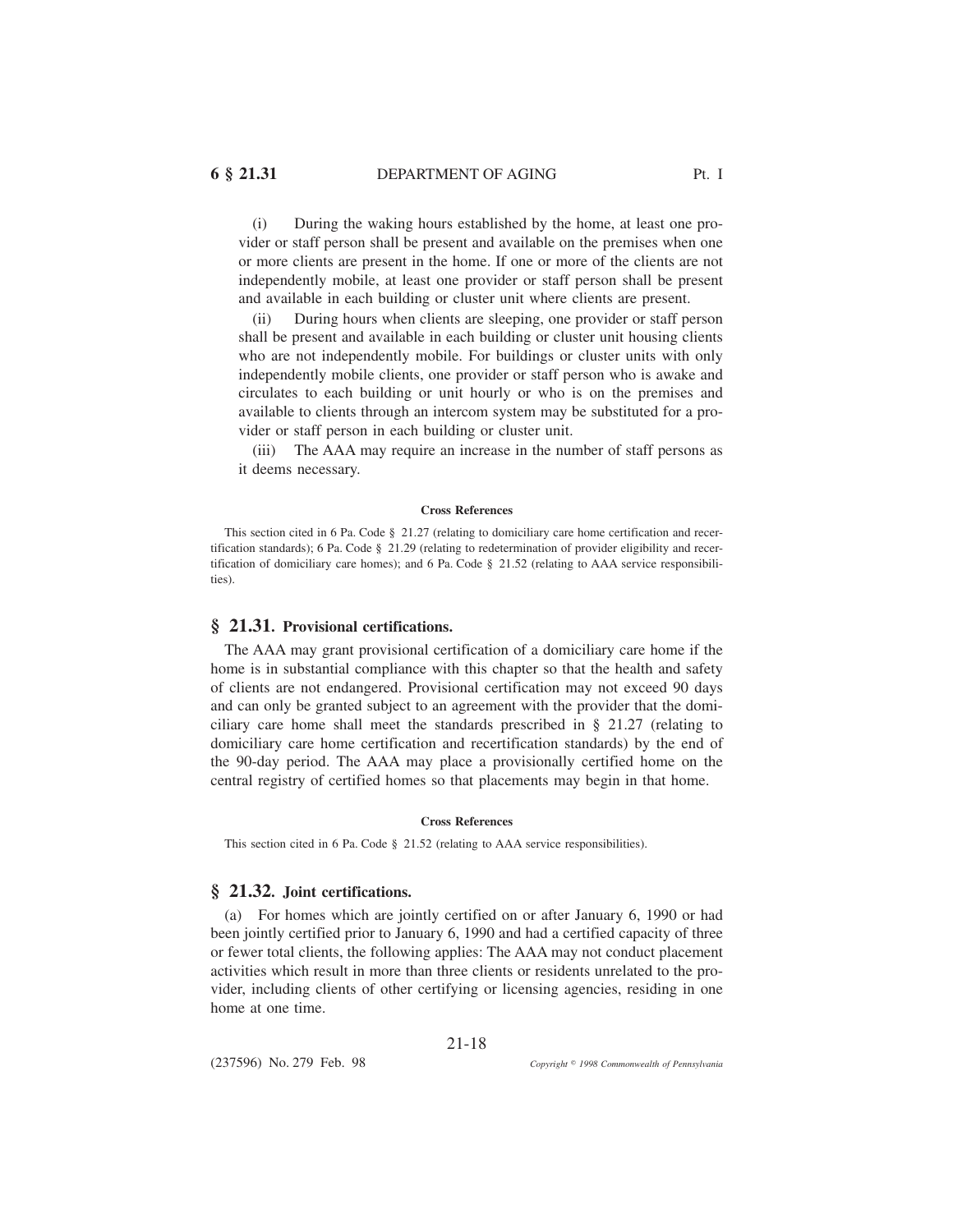(i) During the waking hours established by the home, at least one provider or staff person shall be present and available on the premises when one or more clients are present in the home. If one or more of the clients are not independently mobile, at least one provider or staff person shall be present and available in each building or cluster unit where clients are present.

(ii) During hours when clients are sleeping, one provider or staff person shall be present and available in each building or cluster unit housing clients who are not independently mobile. For buildings or cluster units with only independently mobile clients, one provider or staff person who is awake and circulates to each building or unit hourly or who is on the premises and available to clients through an intercom system may be substituted for a provider or staff person in each building or cluster unit.

(iii) The AAA may require an increase in the number of staff persons as it deems necessary.

**Cross References**

This section cited in 6 Pa. Code § 21.27 (relating to domiciliary care home certification and recertification standards); 6 Pa. Code § 21.29 (relating to redetermination of provider eligibility and recertification of domiciliary care homes); and 6 Pa. Code § 21.52 (relating to AAA service responsibilities).

## § 21.31. Provisional certifications.

The AAA may grant provisional certification of a domiciliary care home if the home is in substantial compliance with this chapter so that the health and safety of clients are not endangered. Provisional certification may not exceed 90 days and can only be granted subject to an agreement with the provider that the domiciliary care home shall meet the standards prescribed in § 21.27 (relating to domiciliary care home certification and recertification standards) by the end of the 90-day period. The AAA may place a provisionally certified home on the central registry of certified homes so that placements may begin in that home.

**Cross References**

This section cited in 6 Pa. Code § 21.52 (relating to AAA service responsibilities).

## § 21.32. Joint certifications.

(a) For homes which are jointly certified on or after January 6, 1990 or had been jointly certified prior to January 6, 1990 and had a certified capacity of three or fewer total clients, the following applies: The AAA may not conduct placement activities which result in more than three clients or residents unrelated to the provider, including clients of other certifying or licensing agencies, residing in one home at one time.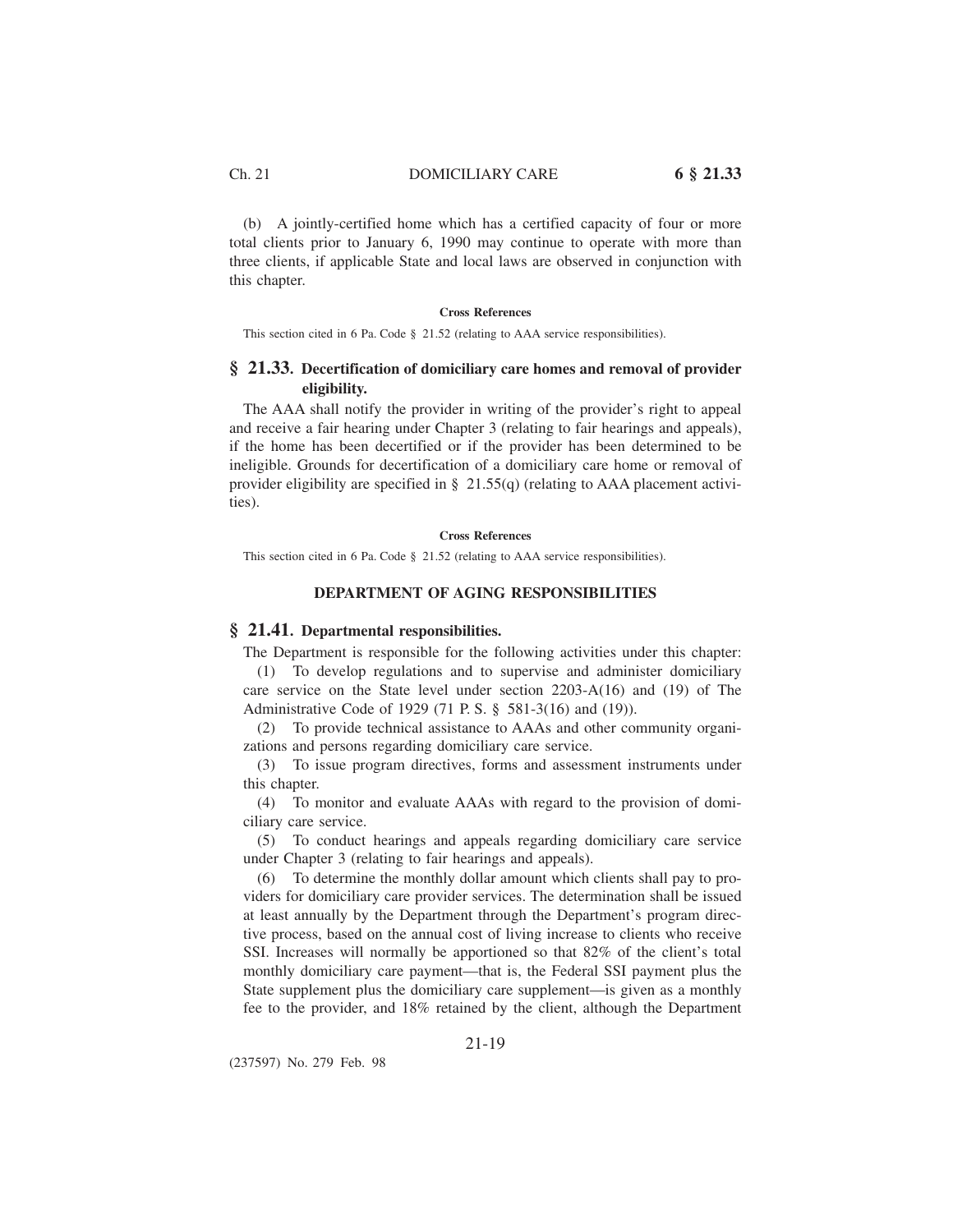(b) A jointly-certified home which has a certified capacity of four or more total clients prior to January 6, 1990 may continue to operate with more than three clients, if applicable State and local laws are observed in conjunction with this chapter.

**Cross References**

This section cited in 6 Pa. Code § 21.52 (relating to AAA service responsibilities).

## § 21.33. Decertification of domiciliary care homes and removal of provider eligibility.

The AAA shall notify the provider in writing of the provider's right to appeal and receive a fair hearing under Chapter 3 (relating to fair hearings and appeals), if the home has been decertified or if the provider has been determined to be ineligible. Grounds for decertification of a domiciliary care home or removal of provider eligibility are specified in § 21.55(q) (relating to AAA placement activities).

**Cross References**

This section cited in 6 Pa. Code § 21.52 (relating to AAA service responsibilities).

### DEPARTMENT OF AGING RESPONSIBILITIES

## § 21.41. Departmental responsibilities.

The Department is responsible for the following activities under this chapter:

(1) To develop regulations and to supervise and administer domiciliary care service on the State level under section 2203-A(16) and (19) of The Administrative Code of 1929 (71 P. S. § 581-3(16) and (19)).

(2) To provide technical assistance to AAAs and other community organizations and persons regarding domiciliary care service.

(3) To issue program directives, forms and assessment instruments under this chapter.

(4) To monitor and evaluate AAAs with regard to the provision of domiciliary care service.

(5) To conduct hearings and appeals regarding domiciliary care service under Chapter 3 (relating to fair hearings and appeals).

(6) To determine the monthly dollar amount which clients shall pay to providers for domiciliary care provider services. The determination shall be issued at least annually by the Department through the Department's program directive process, based on the annual cost of living increase to clients who receive SSI. Increases will normally be apportioned so that 82% of the client's total monthly domiciliary care payment—that is, the Federal SSI payment plus the State supplement plus the domiciliary care supplement—is given as a monthly fee to the provider, and 18% retained by the client, although the Department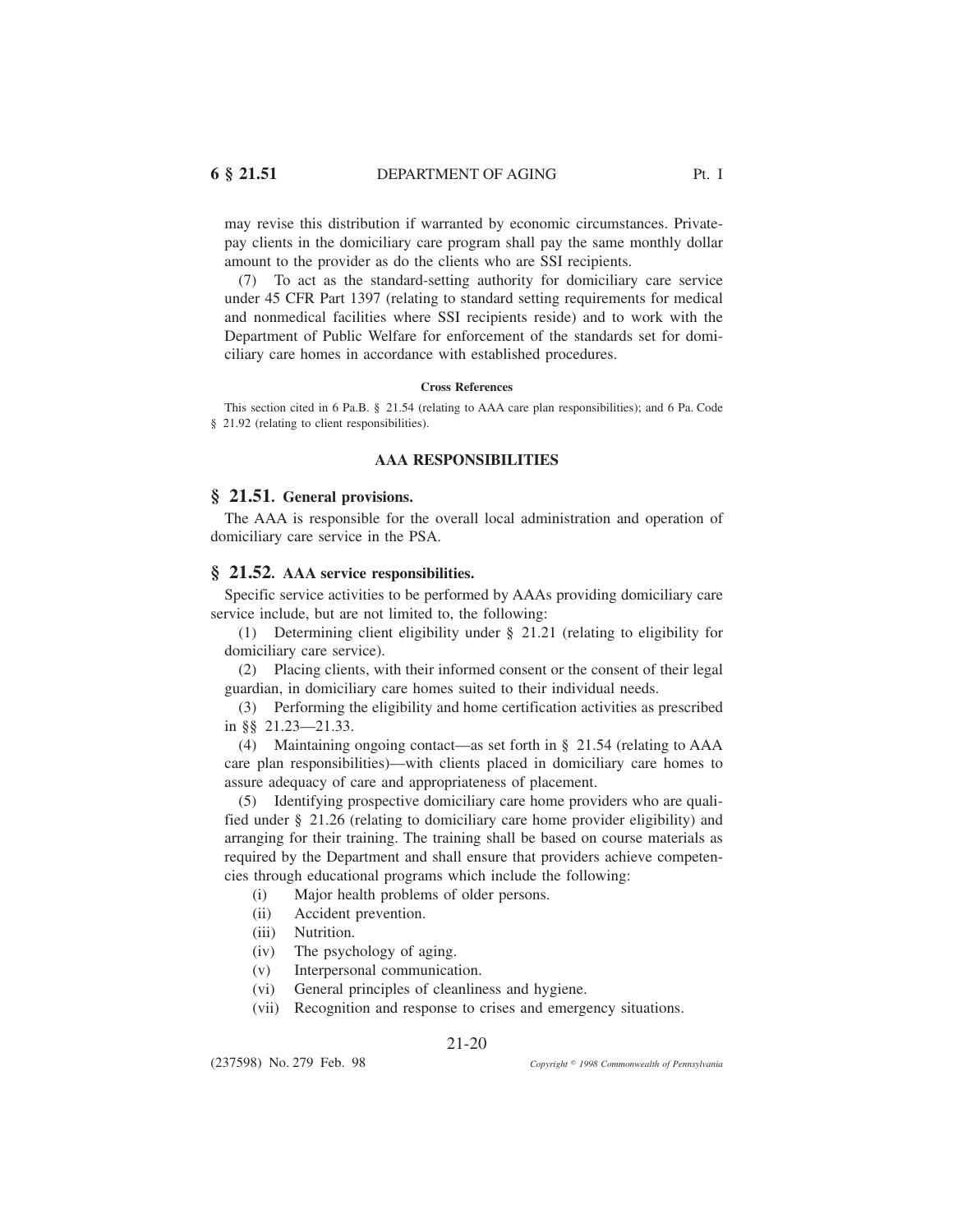may revise this distribution if warranted by economic circumstances. Private-pay clients in the domiciliary care program shall pay the same monthly dollar amount to the provider as do the clients who are SSI recipients.

(7) To act as the standard-setting authority for domiciliary care service under 45 CFR Part 1397 (relating to standard setting requirements for medical and nonmedical facilities where SSI recipients reside) and to work with the Department of Public Welfare for enforcement of the standards set for domiciliary care homes in accordance with established procedures.

**Cross References**

This section cited in 6 Pa.B. § 21.54 (relating to AAA care plan responsibilities); and 6 Pa. Code § 21.92 (relating to client responsibilities).

### AAA RESPONSIBILITIES

## § 21.51. General provisions.

The AAA is responsible for the overall local administration and operation of domiciliary care service in the PSA.

## § 21.52. AAA service responsibilities.

Specific service activities to be performed by AAAs providing domiciliary care service include, but are not limited to, the following:

(1) Determining client eligibility under § 21.21 (relating to eligibility for domiciliary care service).

(2) Placing clients, with their informed consent or the consent of their legal guardian, in domiciliary care homes suited to their individual needs.

(3) Performing the eligibility and home certification activities as prescribed in §§ 21.23—21.33.

(4) Maintaining ongoing contact—as set forth in § 21.54 (relating to AAA care plan responsibilities)—with clients placed in domiciliary care homes to assure adequacy of care and appropriateness of placement.

(5) Identifying prospective domiciliary care home providers who are qualified under § 21.26 (relating to domiciliary care home provider eligibility) and arranging for their training. The training shall be based on course materials as required by the Department and shall ensure that providers achieve competencies through educational programs which include the following:

(i) Major health problems of older persons.

(ii) Accident prevention.

(iii) Nutrition.

(iv) The psychology of aging.

(v) Interpersonal communication.

(vi) General principles of cleanliness and hygiene.

(vii) Recognition and response to crises and emergency situations.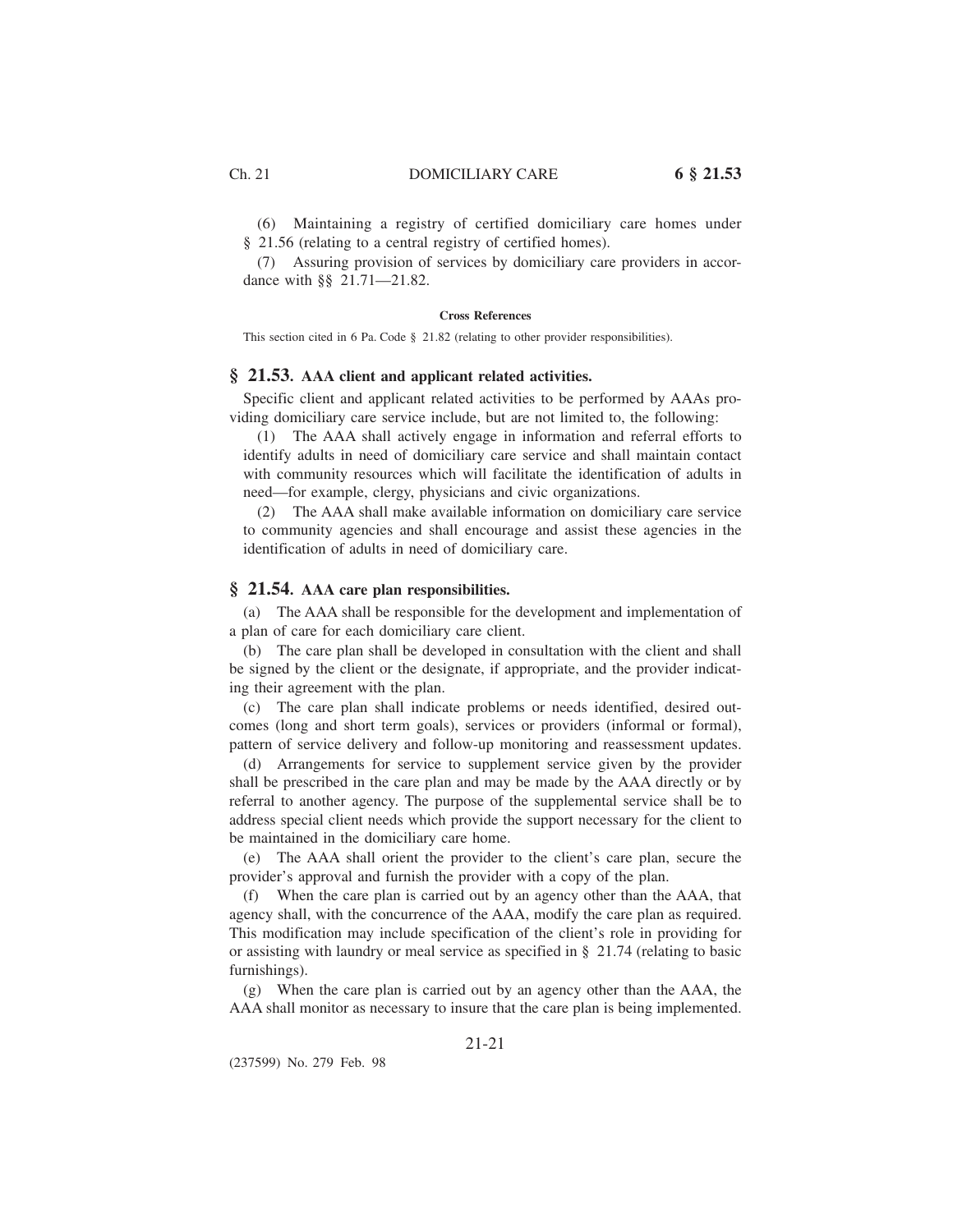(6) Maintaining a registry of certified domiciliary care homes under § 21.56 (relating to a central registry of certified homes).

(7) Assuring provision of services by domiciliary care providers in accordance with §§ 21.71—21.82.

**Cross References**

This section cited in 6 Pa. Code § 21.82 (relating to other provider responsibilities).

## § 21.53. AAA client and applicant related activities.

Specific client and applicant related activities to be performed by AAAs providing domiciliary care service include, but are not limited to, the following:

(1) The AAA shall actively engage in information and referral efforts to identify adults in need of domiciliary care service and shall maintain contact with community resources which will facilitate the identification of adults in need—for example, clergy, physicians and civic organizations.

(2) The AAA shall make available information on domiciliary care service to community agencies and shall encourage and assist these agencies in the identification of adults in need of domiciliary care.

## § 21.54. AAA care plan responsibilities.

(a) The AAA shall be responsible for the development and implementation of a plan of care for each domiciliary care client.

(b) The care plan shall be developed in consultation with the client and shall be signed by the client or the designate, if appropriate, and the provider indicating their agreement with the plan.

(c) The care plan shall indicate problems or needs identified, desired outcomes (long and short term goals), services or providers (informal or formal), pattern of service delivery and follow-up monitoring and reassessment updates.

(d) Arrangements for service to supplement service given by the provider shall be prescribed in the care plan and may be made by the AAA directly or by referral to another agency. The purpose of the supplemental service shall be to address special client needs which provide the support necessary for the client to be maintained in the domiciliary care home.

(e) The AAA shall orient the provider to the client's care plan, secure the provider's approval and furnish the provider with a copy of the plan.

(f) When the care plan is carried out by an agency other than the AAA, that agency shall, with the concurrence of the AAA, modify the care plan as required. This modification may include specification of the client's role in providing for or assisting with laundry or meal service as specified in § 21.74 (relating to basic furnishings).

(g) When the care plan is carried out by an agency other than the AAA, the AAA shall monitor as necessary to insure that the care plan is being implemented.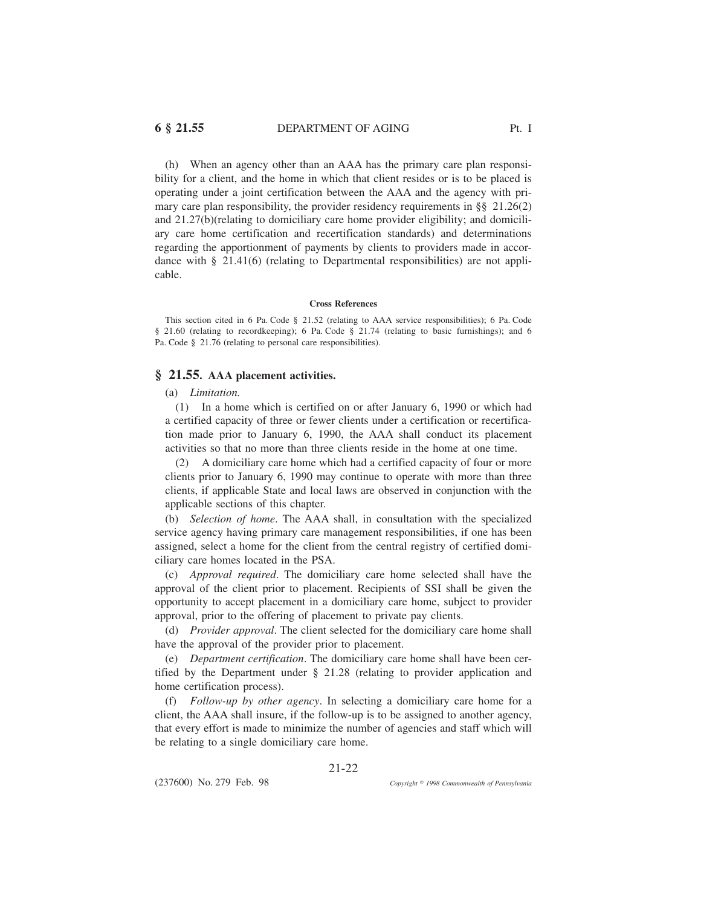(h) When an agency other than an AAA has the primary care plan responsibility for a client, and the home in which that client resides or is to be placed is operating under a joint certification between the AAA and the agency with primary care plan responsibility, the provider residency requirements in §§ 21.26(2) and 21.27(b)(relating to domiciliary care home provider eligibility; and domiciliary care home certification and recertification standards) and determinations regarding the apportionment of payments by clients to providers made in accordance with § 21.41(6) (relating to Departmental responsibilities) are not applicable.

**Cross References**

This section cited in 6 Pa. Code § 21.52 (relating to AAA service responsibilities); 6 Pa. Code § 21.60 (relating to recordkeeping); 6 Pa. Code § 21.74 (relating to basic furnishings); and 6 Pa. Code § 21.76 (relating to personal care responsibilities).

## § 21.55. AAA placement activities.

(a) *Limitation.*

(1) In a home which is certified on or after January 6, 1990 or which had a certified capacity of three or fewer clients under a certification or recertification made prior to January 6, 1990, the AAA shall conduct its placement activities so that no more than three clients reside in the home at one time.

(2) A domiciliary care home which had a certified capacity of four or more clients prior to January 6, 1990 may continue to operate with more than three clients, if applicable State and local laws are observed in conjunction with the applicable sections of this chapter.

(b) *Selection of home*. The AAA shall, in consultation with the specialized service agency having primary care management responsibilities, if one has been assigned, select a home for the client from the central registry of certified domiciliary care homes located in the PSA.

(c) *Approval required*. The domiciliary care home selected shall have the approval of the client prior to placement. Recipients of SSI shall be given the opportunity to accept placement in a domiciliary care home, subject to provider approval, prior to the offering of placement to private pay clients.

(d) *Provider approval*. The client selected for the domiciliary care home shall have the approval of the provider prior to placement.

(e) *Department certification*. The domiciliary care home shall have been certified by the Department under § 21.28 (relating to provider application and home certification process).

(f) *Follow-up by other agency*. In selecting a domiciliary care home for a client, the AAA shall insure, if the follow-up is to be assigned to another agency, that every effort is made to minimize the number of agencies and staff which will be relating to a single domiciliary care home.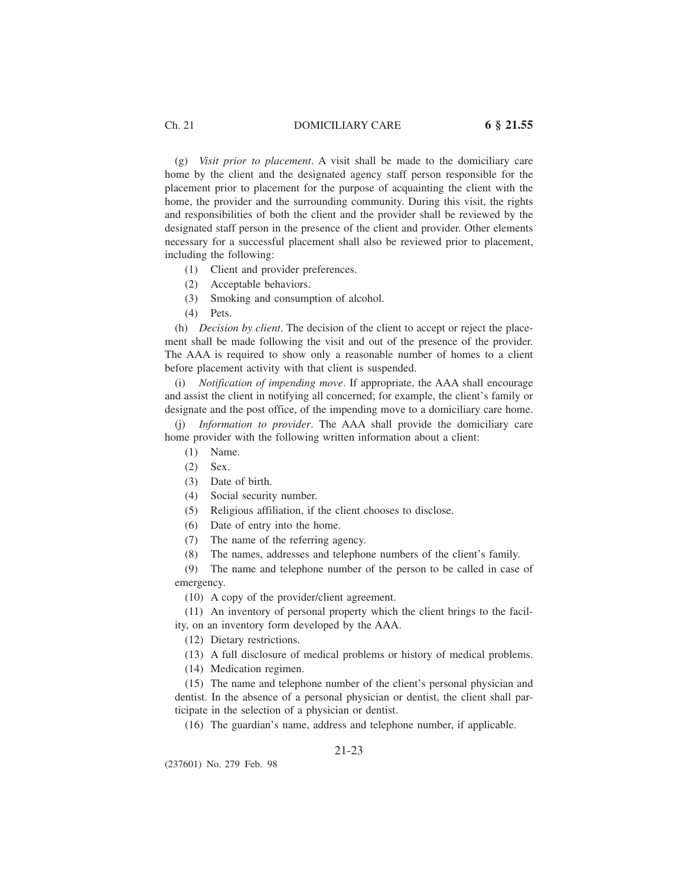(g) *Visit prior to placement*. A visit shall be made to the domiciliary care home by the client and the designated agency staff person responsible for the placement prior to placement for the purpose of acquainting the client with the home, the provider and the surrounding community. During this visit, the rights and responsibilities of both the client and the provider shall be reviewed by the designated staff person in the presence of the client and provider. Other elements necessary for a successful placement shall also be reviewed prior to placement, including the following:

(1) Client and provider preferences.

(2) Acceptable behaviors.

(3) Smoking and consumption of alcohol.

(4) Pets.

(h) *Decision by client*. The decision of the client to accept or reject the placement shall be made following the visit and out of the presence of the provider. The AAA is required to show only a reasonable number of homes to a client before placement activity with that client is suspended.

(i) *Notification of impending move*. If appropriate, the AAA shall encourage and assist the client in notifying all concerned; for example, the client's family or designate and the post office, of the impending move to a domiciliary care home.

(j) *Information to provider*. The AAA shall provide the domiciliary care home provider with the following written information about a client:

(1) Name.

(2) Sex.

(3) Date of birth.

(4) Social security number.

(5) Religious affiliation, if the client chooses to disclose.

(6) Date of entry into the home.

(7) The name of the referring agency.

(8) The names, addresses and telephone numbers of the client's family.

(9) The name and telephone number of the person to be called in case of emergency.

(10) A copy of the provider/client agreement.

(11) An inventory of personal property which the client brings to the facility, on an inventory form developed by the AAA.

(12) Dietary restrictions.

(13) A full disclosure of medical problems or history of medical problems.

(14) Medication regimen.

(15) The name and telephone number of the client's personal physician and dentist. In the absence of a personal physician or dentist, the client shall participate in the selection of a physician or dentist.

(16) The guardian's name, address and telephone number, if applicable.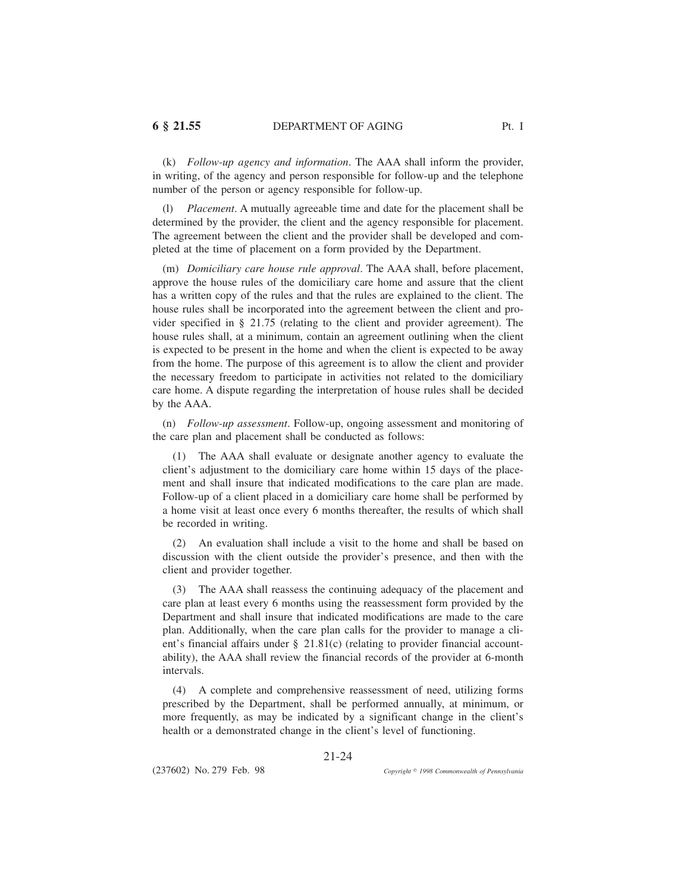(k) *Follow-up agency and information*. The AAA shall inform the provider, in writing, of the agency and person responsible for follow-up and the telephone number of the person or agency responsible for follow-up.

(l) *Placement*. A mutually agreeable time and date for the placement shall be determined by the provider, the client and the agency responsible for placement. The agreement between the client and the provider shall be developed and completed at the time of placement on a form provided by the Department.

(m) *Domiciliary care house rule approval*. The AAA shall, before placement, approve the house rules of the domiciliary care home and assure that the client has a written copy of the rules and that the rules are explained to the client. The house rules shall be incorporated into the agreement between the client and provider specified in § 21.75 (relating to the client and provider agreement). The house rules shall, at a minimum, contain an agreement outlining when the client is expected to be present in the home and when the client is expected to be away from the home. The purpose of this agreement is to allow the client and provider the necessary freedom to participate in activities not related to the domiciliary care home. A dispute regarding the interpretation of house rules shall be decided by the AAA.

(n) *Follow-up assessment*. Follow-up, ongoing assessment and monitoring of the care plan and placement shall be conducted as follows:

(1) The AAA shall evaluate or designate another agency to evaluate the client's adjustment to the domiciliary care home within 15 days of the placement and shall insure that indicated modifications to the care plan are made. Follow-up of a client placed in a domiciliary care home shall be performed by a home visit at least once every 6 months thereafter, the results of which shall be recorded in writing.

(2) An evaluation shall include a visit to the home and shall be based on discussion with the client outside the provider's presence, and then with the client and provider together.

(3) The AAA shall reassess the continuing adequacy of the placement and care plan at least every 6 months using the reassessment form provided by the Department and shall insure that indicated modifications are made to the care plan. Additionally, when the care plan calls for the provider to manage a client's financial affairs under § 21.81(c) (relating to provider financial accountability), the AAA shall review the financial records of the provider at 6-month intervals.

(4) A complete and comprehensive reassessment of need, utilizing forms prescribed by the Department, shall be performed annually, at minimum, or more frequently, as may be indicated by a significant change in the client's health or a demonstrated change in the client's level of functioning.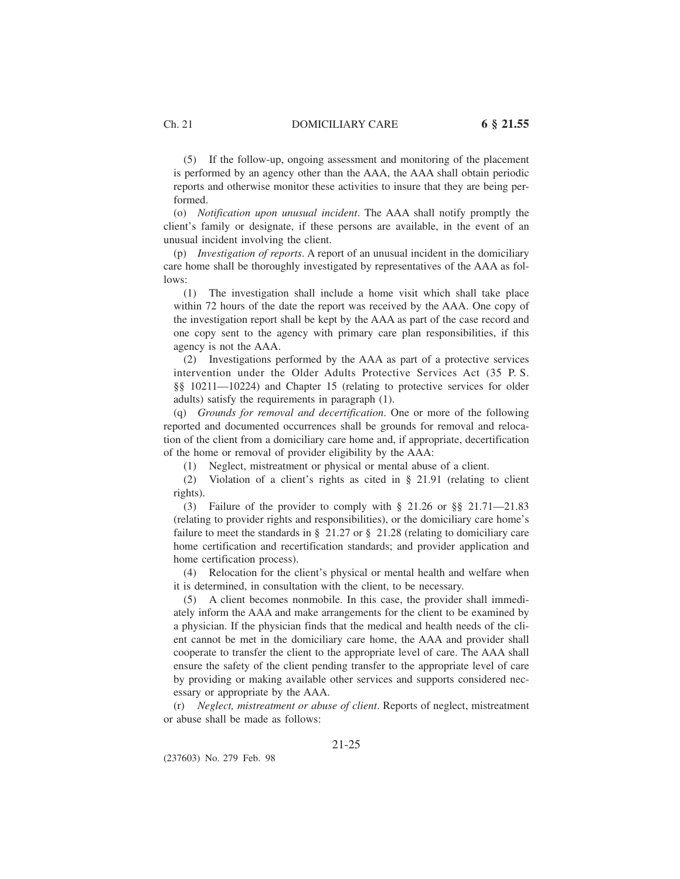(5) If the follow-up, ongoing assessment and monitoring of the placement is performed by an agency other than the AAA, the AAA shall obtain periodic reports and otherwise monitor these activities to insure that they are being performed.

(o) *Notification upon unusual incident*. The AAA shall notify promptly the client's family or designate, if these persons are available, in the event of an unusual incident involving the client.

(p) *Investigation of reports*. A report of an unusual incident in the domiciliary care home shall be thoroughly investigated by representatives of the AAA as follows:

(1) The investigation shall include a home visit which shall take place within 72 hours of the date the report was received by the AAA. One copy of the investigation report shall be kept by the AAA as part of the case record and one copy sent to the agency with primary care plan responsibilities, if this agency is not the AAA.

(2) Investigations performed by the AAA as part of a protective services intervention under the Older Adults Protective Services Act (35 P. S. §§ 10211—10224) and Chapter 15 (relating to protective services for older adults) satisfy the requirements in paragraph (1).

(q) *Grounds for removal and decertification*. One or more of the following reported and documented occurrences shall be grounds for removal and relocation of the client from a domiciliary care home and, if appropriate, decertification of the home or removal of provider eligibility by the AAA:

(1) Neglect, mistreatment or physical or mental abuse of a client.

(2) Violation of a client's rights as cited in § 21.91 (relating to client rights).

(3) Failure of the provider to comply with § 21.26 or §§ 21.71—21.83 (relating to provider rights and responsibilities), or the domiciliary care home's failure to meet the standards in § 21.27 or § 21.28 (relating to domiciliary care home certification and recertification standards; and provider application and home certification process).

(4) Relocation for the client's physical or mental health and welfare when it is determined, in consultation with the client, to be necessary.

(5) A client becomes nonmobile. In this case, the provider shall immediately inform the AAA and make arrangements for the client to be examined by a physician. If the physician finds that the medical and health needs of the client cannot be met in the domiciliary care home, the AAA and provider shall cooperate to transfer the client to the appropriate level of care. The AAA shall ensure the safety of the client pending transfer to the appropriate level of care by providing or making available other services and supports considered necessary or appropriate by the AAA.

(r) *Neglect, mistreatment or abuse of client*. Reports of neglect, mistreatment or abuse shall be made as follows: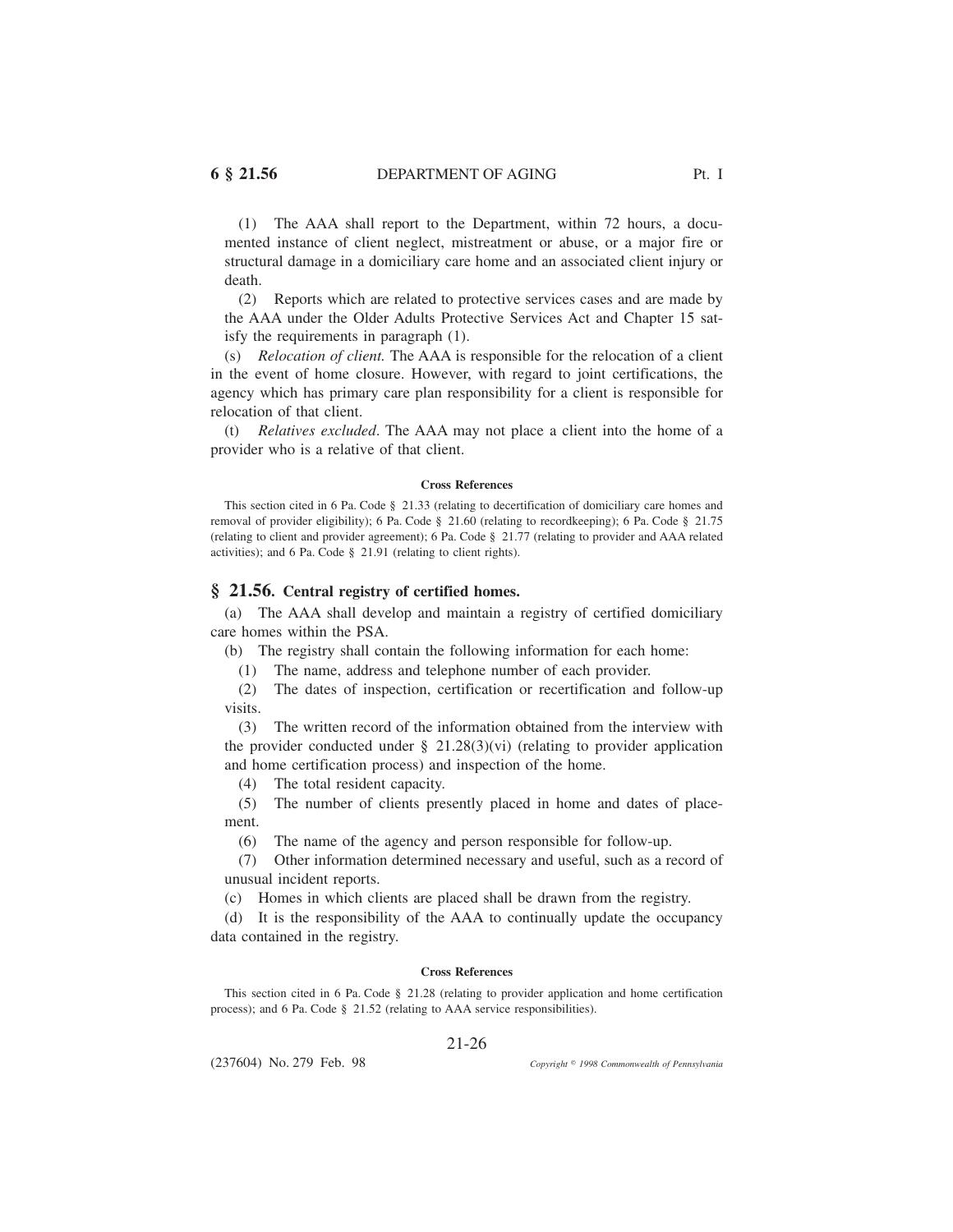(1) The AAA shall report to the Department, within 72 hours, a documented instance of client neglect, mistreatment or abuse, or a major fire or structural damage in a domiciliary care home and an associated client injury or death.

(2) Reports which are related to protective services cases and are made by the AAA under the Older Adults Protective Services Act and Chapter 15 satisfy the requirements in paragraph (1).

(s) *Relocation of client.* The AAA is responsible for the relocation of a client in the event of home closure. However, with regard to joint certifications, the agency which has primary care plan responsibility for a client is responsible for relocation of that client.

(t) *Relatives excluded*. The AAA may not place a client into the home of a provider who is a relative of that client.

#### Cross References

This section cited in 6 Pa. Code § 21.33 (relating to decertification of domiciliary care homes and removal of provider eligibility); 6 Pa. Code § 21.60 (relating to recordkeeping); 6 Pa. Code § 21.75 (relating to client and provider agreement); 6 Pa. Code § 21.77 (relating to provider and AAA related activities); and 6 Pa. Code § 21.91 (relating to client rights).

## § 21.56. Central registry of certified homes.

(a) The AAA shall develop and maintain a registry of certified domiciliary care homes within the PSA.

(b) The registry shall contain the following information for each home:

(1) The name, address and telephone number of each provider.

(2) The dates of inspection, certification or recertification and follow-up visits.

(3) The written record of the information obtained from the interview with the provider conducted under § 21.28(3)(vi) (relating to provider application and home certification process) and inspection of the home.

(4) The total resident capacity.

(5) The number of clients presently placed in home and dates of placement.

(6) The name of the agency and person responsible for follow-up.

(7) Other information determined necessary and useful, such as a record of unusual incident reports.

(c) Homes in which clients are placed shall be drawn from the registry.

(d) It is the responsibility of the AAA to continually update the occupancy data contained in the registry.

#### Cross References

This section cited in 6 Pa. Code § 21.28 (relating to provider application and home certification process); and 6 Pa. Code § 21.52 (relating to AAA service responsibilities).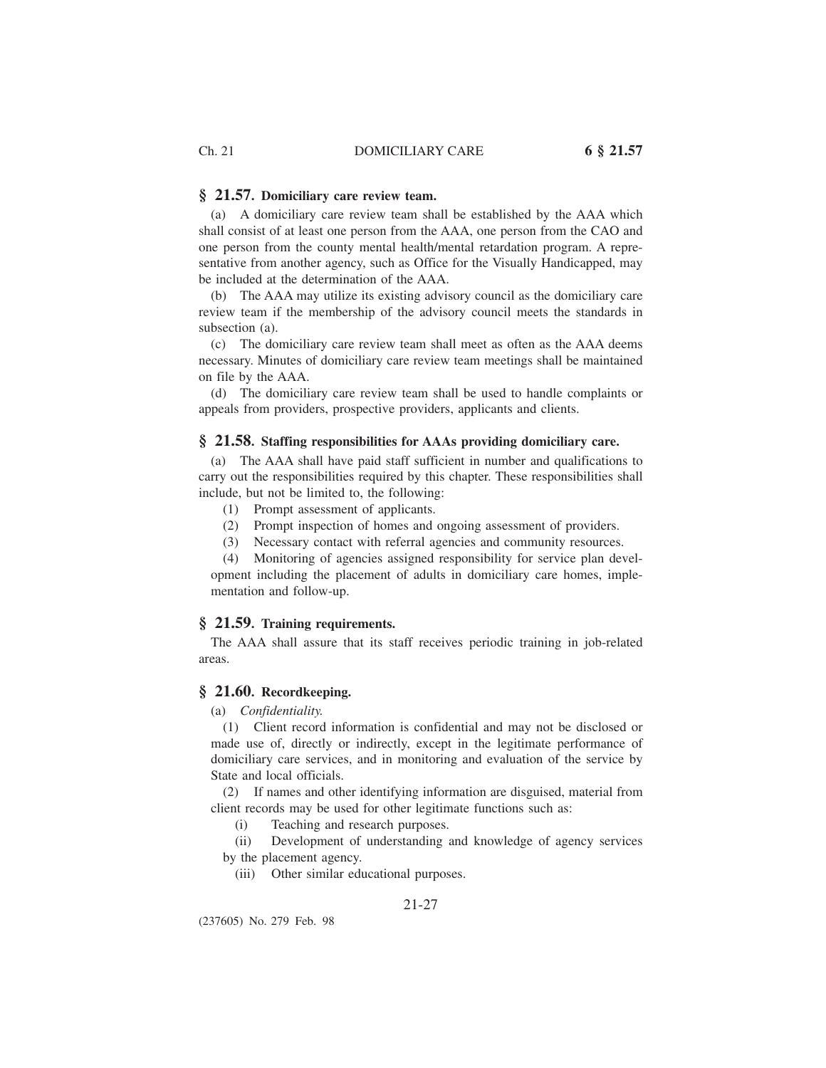## § 21.57. Domiciliary care review team.

(a) A domiciliary care review team shall be established by the AAA which shall consist of at least one person from the AAA, one person from the CAO and one person from the county mental health/mental retardation program. A representative from another agency, such as Office for the Visually Handicapped, may be included at the determination of the AAA.

(b) The AAA may utilize its existing advisory council as the domiciliary care review team if the membership of the advisory council meets the standards in subsection (a).

(c) The domiciliary care review team shall meet as often as the AAA deems necessary. Minutes of domiciliary care review team meetings shall be maintained on file by the AAA.

(d) The domiciliary care review team shall be used to handle complaints or appeals from providers, prospective providers, applicants and clients.

## § 21.58. Staffing responsibilities for AAAs providing domiciliary care.

(a) The AAA shall have paid staff sufficient in number and qualifications to carry out the responsibilities required by this chapter. These responsibilities shall include, but not be limited to, the following:

(1) Prompt assessment of applicants.

(2) Prompt inspection of homes and ongoing assessment of providers.

(3) Necessary contact with referral agencies and community resources.

(4) Monitoring of agencies assigned responsibility for service plan development including the placement of adults in domiciliary care homes, implementation and follow-up.

## § 21.59. Training requirements.

The AAA shall assure that its staff receives periodic training in job-related areas.

## § 21.60. Recordkeeping.

(a) *Confidentiality.*

(1) Client record information is confidential and may not be disclosed or made use of, directly or indirectly, except in the legitimate performance of domiciliary care services, and in monitoring and evaluation of the service by State and local officials.

(2) If names and other identifying information are disguised, material from client records may be used for other legitimate functions such as:

(i) Teaching and research purposes.

(ii) Development of understanding and knowledge of agency services by the placement agency.

(iii) Other similar educational purposes.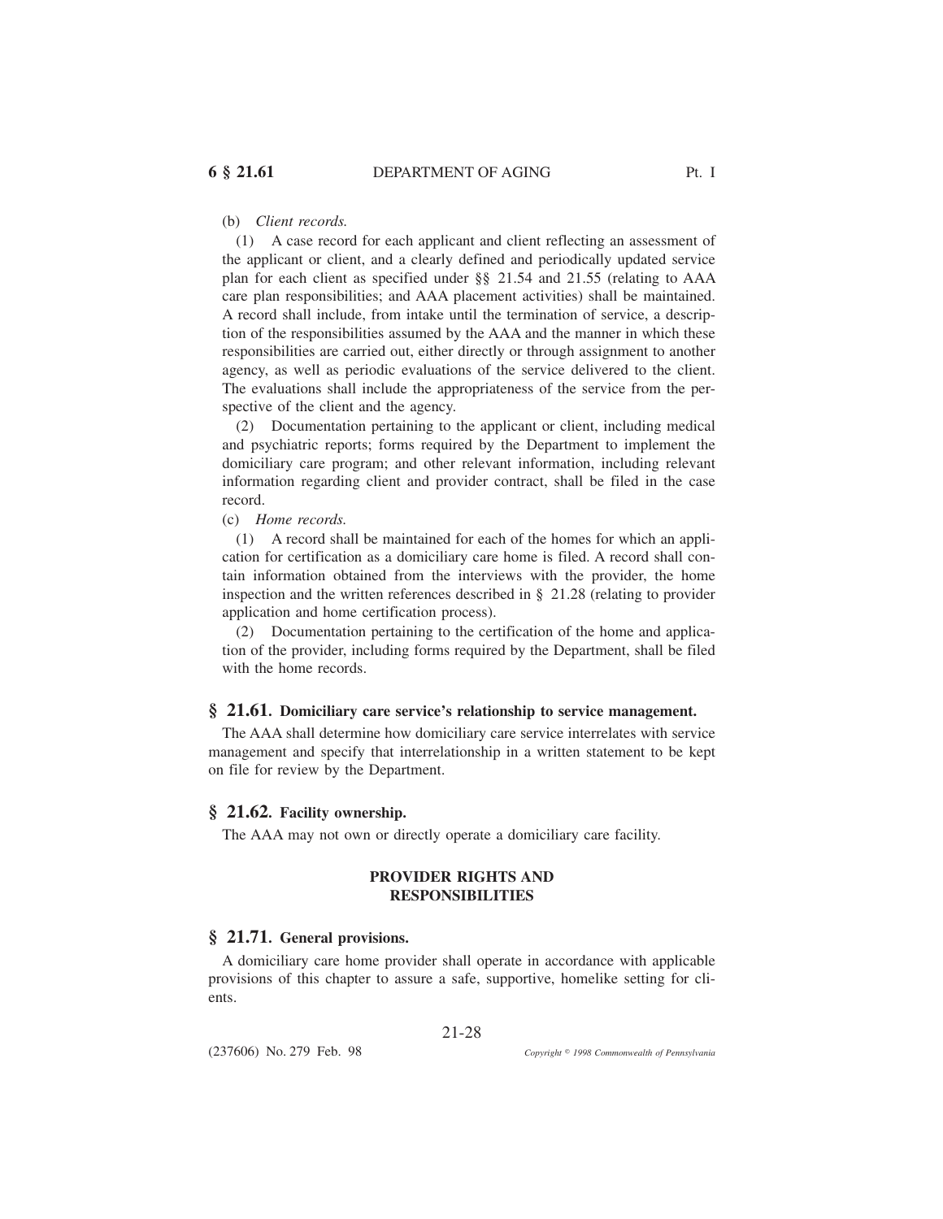(b) *Client records.*

(1) A case record for each applicant and client reflecting an assessment of the applicant or client, and a clearly defined and periodically updated service plan for each client as specified under §§ 21.54 and 21.55 (relating to AAA care plan responsibilities; and AAA placement activities) shall be maintained. A record shall include, from intake until the termination of service, a description of the responsibilities assumed by the AAA and the manner in which these responsibilities are carried out, either directly or through assignment to another agency, as well as periodic evaluations of the service delivered to the client. The evaluations shall include the appropriateness of the service from the perspective of the client and the agency.

(2) Documentation pertaining to the applicant or client, including medical and psychiatric reports; forms required by the Department to implement the domiciliary care program; and other relevant information, including relevant information regarding client and provider contract, shall be filed in the case record.

(c) *Home records.*

(1) A record shall be maintained for each of the homes for which an application for certification as a domiciliary care home is filed. A record shall contain information obtained from the interviews with the provider, the home inspection and the written references described in § 21.28 (relating to provider application and home certification process).

(2) Documentation pertaining to the certification of the home and application of the provider, including forms required by the Department, shall be filed with the home records.

## § 21.61. Domiciliary care service's relationship to service management.

The AAA shall determine how domiciliary care service interrelates with service management and specify that interrelationship in a written statement to be kept on file for review by the Department.

## § 21.62. Facility ownership.

The AAA may not own or directly operate a domiciliary care facility.

### PROVIDER RIGHTS AND RESPONSIBILITIES

## § 21.71. General provisions.

A domiciliary care home provider shall operate in accordance with applicable provisions of this chapter to assure a safe, supportive, homelike setting for clients.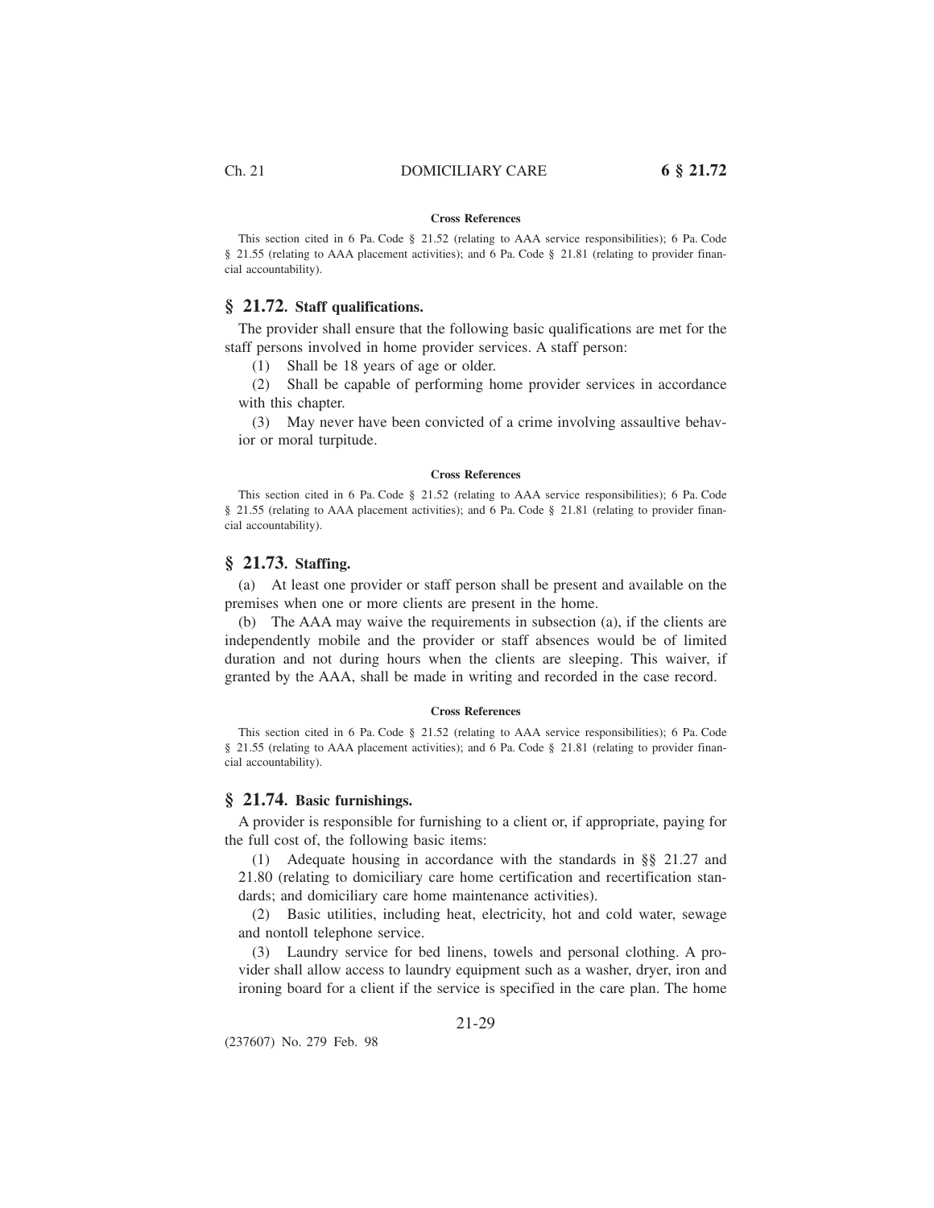#### Cross References

This section cited in 6 Pa. Code § 21.52 (relating to AAA service responsibilities); 6 Pa. Code § 21.55 (relating to AAA placement activities); and 6 Pa. Code § 21.81 (relating to provider financial accountability).

## § 21.72. Staff qualifications.

The provider shall ensure that the following basic qualifications are met for the staff persons involved in home provider services. A staff person:

(1) Shall be 18 years of age or older.

(2) Shall be capable of performing home provider services in accordance with this chapter.

(3) May never have been convicted of a crime involving assaultive behavior or moral turpitude.

#### Cross References

This section cited in 6 Pa. Code § 21.52 (relating to AAA service responsibilities); 6 Pa. Code § 21.55 (relating to AAA placement activities); and 6 Pa. Code § 21.81 (relating to provider financial accountability).

## § 21.73. Staffing.

(a) At least one provider or staff person shall be present and available on the premises when one or more clients are present in the home.

(b) The AAA may waive the requirements in subsection (a), if the clients are independently mobile and the provider or staff absences would be of limited duration and not during hours when the clients are sleeping. This waiver, if granted by the AAA, shall be made in writing and recorded in the case record.

#### Cross References

This section cited in 6 Pa. Code § 21.52 (relating to AAA service responsibilities); 6 Pa. Code § 21.55 (relating to AAA placement activities); and 6 Pa. Code § 21.81 (relating to provider financial accountability).

## § 21.74. Basic furnishings.

A provider is responsible for furnishing to a client or, if appropriate, paying for the full cost of, the following basic items:

(1) Adequate housing in accordance with the standards in §§ 21.27 and 21.80 (relating to domiciliary care home certification and recertification standards; and domiciliary care home maintenance activities).

(2) Basic utilities, including heat, electricity, hot and cold water, sewage and nontoll telephone service.

(3) Laundry service for bed linens, towels and personal clothing. A provider shall allow access to laundry equipment such as a washer, dryer, iron and ironing board for a client if the service is specified in the care plan. The home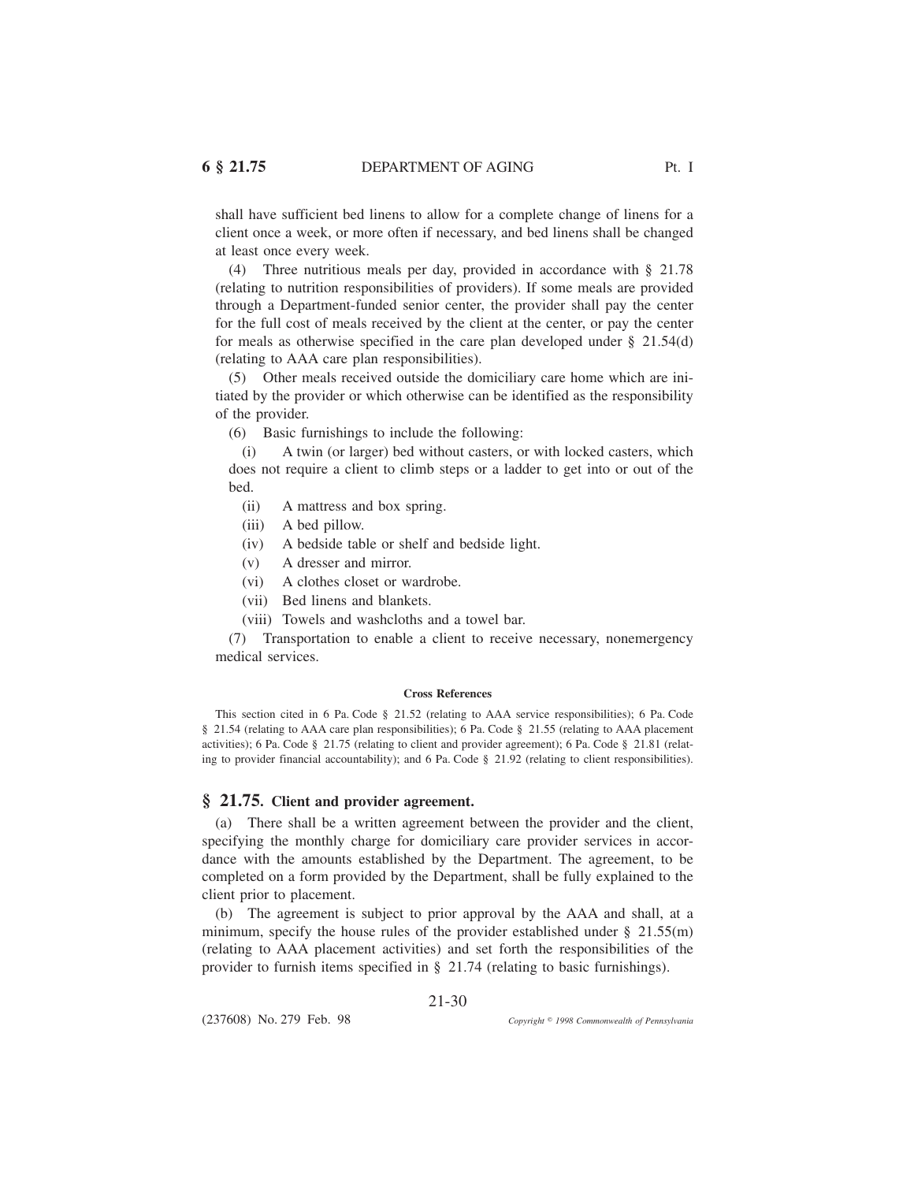shall have sufficient bed linens to allow for a complete change of linens for a client once a week, or more often if necessary, and bed linens shall be changed at least once every week.

(4) Three nutritious meals per day, provided in accordance with § 21.78 (relating to nutrition responsibilities of providers). If some meals are provided through a Department-funded senior center, the provider shall pay the center for the full cost of meals received by the client at the center, or pay the center for meals as otherwise specified in the care plan developed under § 21.54(d) (relating to AAA care plan responsibilities).

(5) Other meals received outside the domiciliary care home which are initiated by the provider or which otherwise can be identified as the responsibility of the provider.

(6) Basic furnishings to include the following:

(i) A twin (or larger) bed without casters, or with locked casters, which does not require a client to climb steps or a ladder to get into or out of the bed.

(ii) A mattress and box spring.

(iii) A bed pillow.

(iv) A bedside table or shelf and bedside light.

(v) A dresser and mirror.

(vi) A clothes closet or wardrobe.

(vii) Bed linens and blankets.

(viii) Towels and washcloths and a towel bar.

(7) Transportation to enable a client to receive necessary, nonemergency medical services.

**Cross References**

This section cited in 6 Pa. Code § 21.52 (relating to AAA service responsibilities); 6 Pa. Code § 21.54 (relating to AAA care plan responsibilities); 6 Pa. Code § 21.55 (relating to AAA placement activities); 6 Pa. Code § 21.75 (relating to client and provider agreement); 6 Pa. Code § 21.81 (relating to provider financial accountability); and 6 Pa. Code § 21.92 (relating to client responsibilities).

## § 21.75. Client and provider agreement.

(a) There shall be a written agreement between the provider and the client, specifying the monthly charge for domiciliary care provider services in accordance with the amounts established by the Department. The agreement, to be completed on a form provided by the Department, shall be fully explained to the client prior to placement.

(b) The agreement is subject to prior approval by the AAA and shall, at a minimum, specify the house rules of the provider established under § 21.55(m) (relating to AAA placement activities) and set forth the responsibilities of the provider to furnish items specified in § 21.74 (relating to basic furnishings).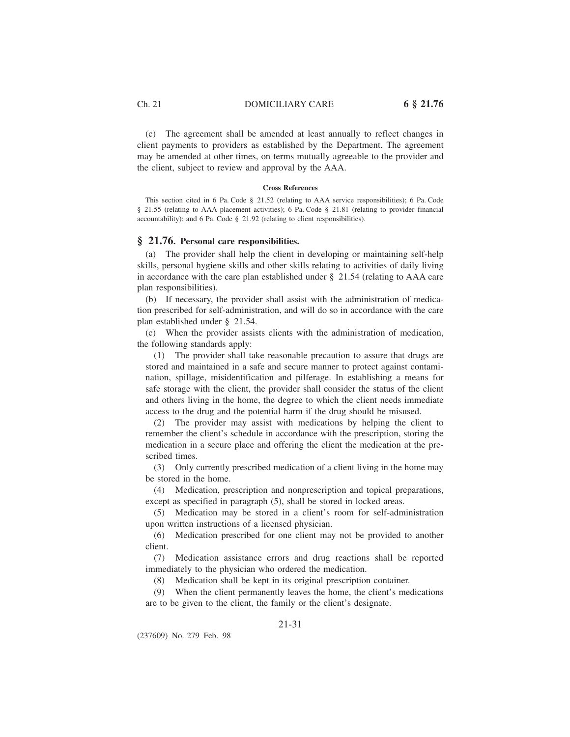(c) The agreement shall be amended at least annually to reflect changes in client payments to providers as established by the Department. The agreement may be amended at other times, on terms mutually agreeable to the provider and the client, subject to review and approval by the AAA.

**Cross References**

This section cited in 6 Pa. Code § 21.52 (relating to AAA service responsibilities); 6 Pa. Code § 21.55 (relating to AAA placement activities); 6 Pa. Code § 21.81 (relating to provider financial accountability); and 6 Pa. Code § 21.92 (relating to client responsibilities).

## § 21.76. Personal care responsibilities.

(a) The provider shall help the client in developing or maintaining self-help skills, personal hygiene skills and other skills relating to activities of daily living in accordance with the care plan established under § 21.54 (relating to AAA care plan responsibilities).

(b) If necessary, the provider shall assist with the administration of medication prescribed for self-administration, and will do so in accordance with the care plan established under § 21.54.

(c) When the provider assists clients with the administration of medication, the following standards apply:

(1) The provider shall take reasonable precaution to assure that drugs are stored and maintained in a safe and secure manner to protect against contamination, spillage, misidentification and pilferage. In establishing a means for safe storage with the client, the provider shall consider the status of the client and others living in the home, the degree to which the client needs immediate access to the drug and the potential harm if the drug should be misused.

(2) The provider may assist with medications by helping the client to remember the client's schedule in accordance with the prescription, storing the medication in a secure place and offering the client the medication at the prescribed times.

(3) Only currently prescribed medication of a client living in the home may be stored in the home.

(4) Medication, prescription and nonprescription and topical preparations, except as specified in paragraph (5), shall be stored in locked areas.

(5) Medication may be stored in a client's room for self-administration upon written instructions of a licensed physician.

(6) Medication prescribed for one client may not be provided to another client.

(7) Medication assistance errors and drug reactions shall be reported immediately to the physician who ordered the medication.

(8) Medication shall be kept in its original prescription container.

(9) When the client permanently leaves the home, the client's medications are to be given to the client, the family or the client's designate.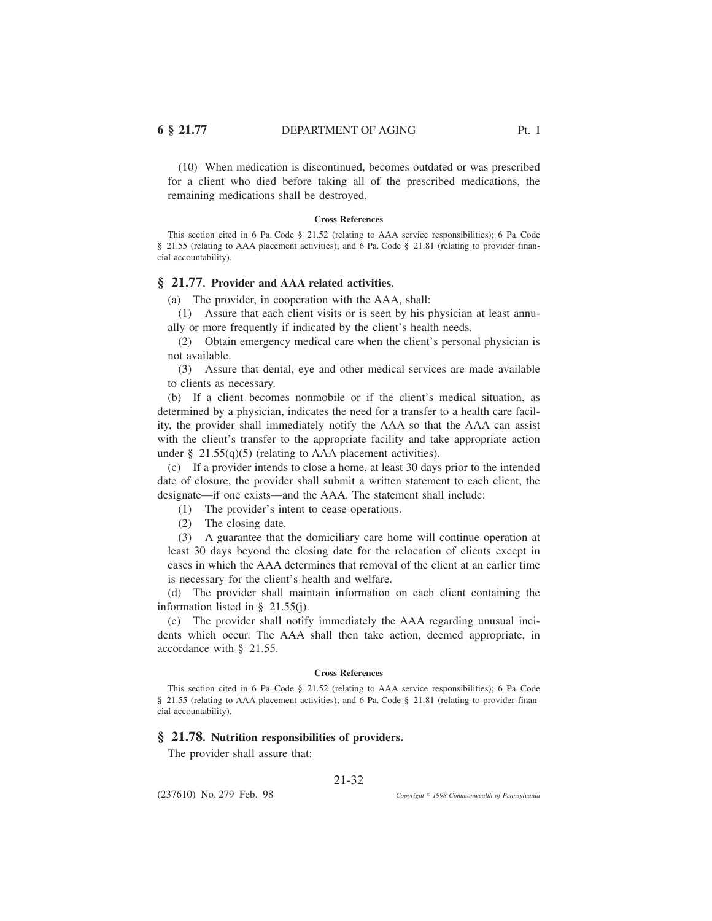(10) When medication is discontinued, becomes outdated or was prescribed for a client who died before taking all of the prescribed medications, the remaining medications shall be destroyed.

**Cross References**

This section cited in 6 Pa. Code § 21.52 (relating to AAA service responsibilities); 6 Pa. Code § 21.55 (relating to AAA placement activities); and 6 Pa. Code § 21.81 (relating to provider financial accountability).

## § 21.77. Provider and AAA related activities.

(a) The provider, in cooperation with the AAA, shall:

(1) Assure that each client visits or is seen by his physician at least annually or more frequently if indicated by the client's health needs.

(2) Obtain emergency medical care when the client's personal physician is not available.

(3) Assure that dental, eye and other medical services are made available to clients as necessary.

(b) If a client becomes nonmobile or if the client's medical situation, as determined by a physician, indicates the need for a transfer to a health care facility, the provider shall immediately notify the AAA so that the AAA can assist with the client's transfer to the appropriate facility and take appropriate action under § 21.55(q)(5) (relating to AAA placement activities).

(c) If a provider intends to close a home, at least 30 days prior to the intended date of closure, the provider shall submit a written statement to each client, the designate—if one exists—and the AAA. The statement shall include:

(1) The provider's intent to cease operations.

(2) The closing date.

(3) A guarantee that the domiciliary care home will continue operation at least 30 days beyond the closing date for the relocation of clients except in cases in which the AAA determines that removal of the client at an earlier time is necessary for the client's health and welfare.

(d) The provider shall maintain information on each client containing the information listed in § 21.55(j).

(e) The provider shall notify immediately the AAA regarding unusual incidents which occur. The AAA shall then take action, deemed appropriate, in accordance with § 21.55.

**Cross References**

This section cited in 6 Pa. Code § 21.52 (relating to AAA service responsibilities); 6 Pa. Code § 21.55 (relating to AAA placement activities); and 6 Pa. Code § 21.81 (relating to provider financial accountability).

## § 21.78. Nutrition responsibilities of providers.

The provider shall assure that: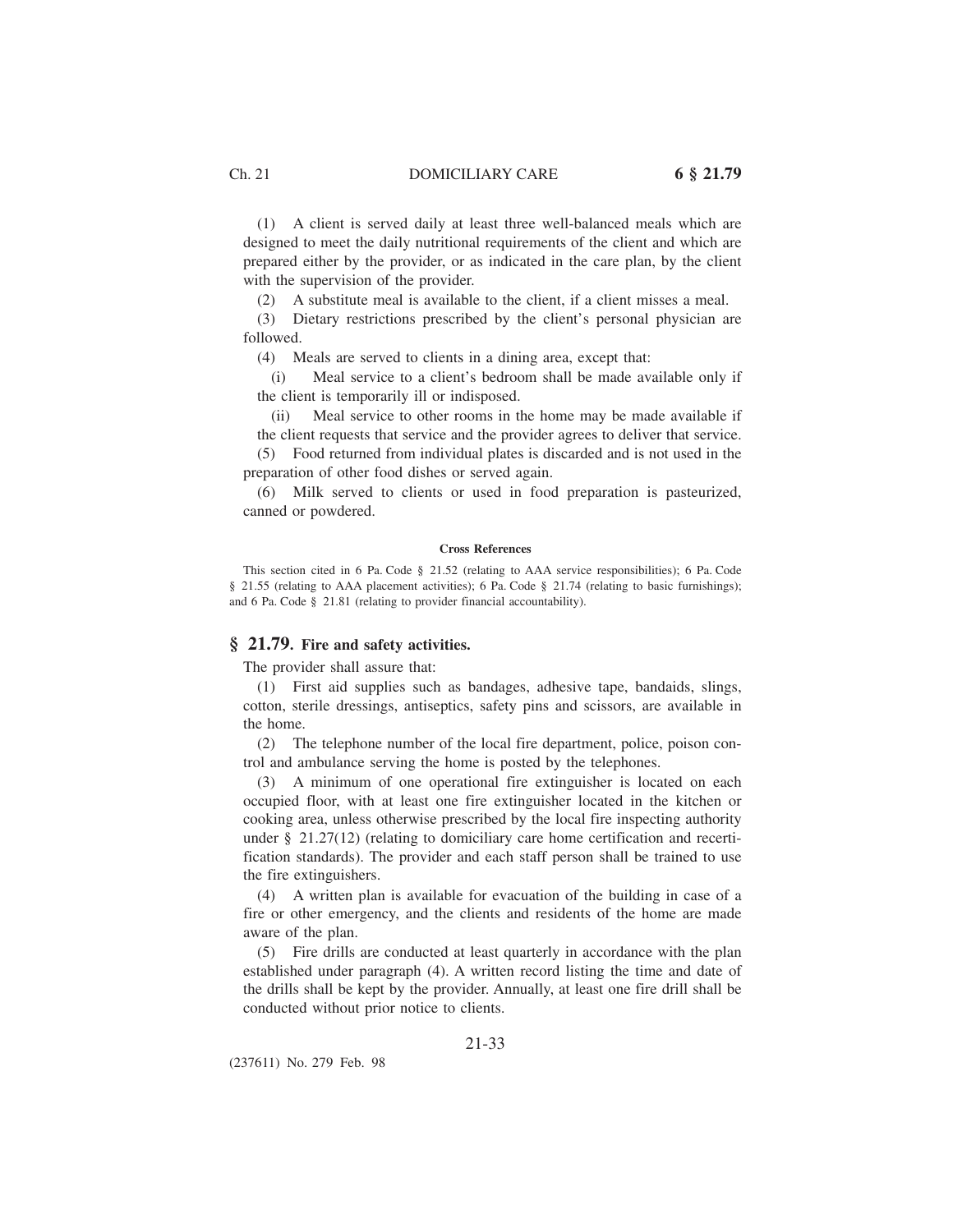(1) A client is served daily at least three well-balanced meals which are designed to meet the daily nutritional requirements of the client and which are prepared either by the provider, or as indicated in the care plan, by the client with the supervision of the provider.

(2) A substitute meal is available to the client, if a client misses a meal.

(3) Dietary restrictions prescribed by the client's personal physician are followed.

(4) Meals are served to clients in a dining area, except that:

(i) Meal service to a client's bedroom shall be made available only if the client is temporarily ill or indisposed.

(ii) Meal service to other rooms in the home may be made available if the client requests that service and the provider agrees to deliver that service.

(5) Food returned from individual plates is discarded and is not used in the preparation of other food dishes or served again.

(6) Milk served to clients or used in food preparation is pasteurized, canned or powdered.

#### Cross References

This section cited in 6 Pa. Code § 21.52 (relating to AAA service responsibilities); 6 Pa. Code § 21.55 (relating to AAA placement activities); 6 Pa. Code § 21.74 (relating to basic furnishings); and 6 Pa. Code § 21.81 (relating to provider financial accountability).

## § 21.79. Fire and safety activities.

The provider shall assure that:

(1) First aid supplies such as bandages, adhesive tape, bandaids, slings, cotton, sterile dressings, antiseptics, safety pins and scissors, are available in the home.

(2) The telephone number of the local fire department, police, poison control and ambulance serving the home is posted by the telephones.

(3) A minimum of one operational fire extinguisher is located on each occupied floor, with at least one fire extinguisher located in the kitchen or cooking area, unless otherwise prescribed by the local fire inspecting authority under § 21.27(12) (relating to domiciliary care home certification and recertification standards). The provider and each staff person shall be trained to use the fire extinguishers.

(4) A written plan is available for evacuation of the building in case of a fire or other emergency, and the clients and residents of the home are made aware of the plan.

(5) Fire drills are conducted at least quarterly in accordance with the plan established under paragraph (4). A written record listing the time and date of the drills shall be kept by the provider. Annually, at least one fire drill shall be conducted without prior notice to clients.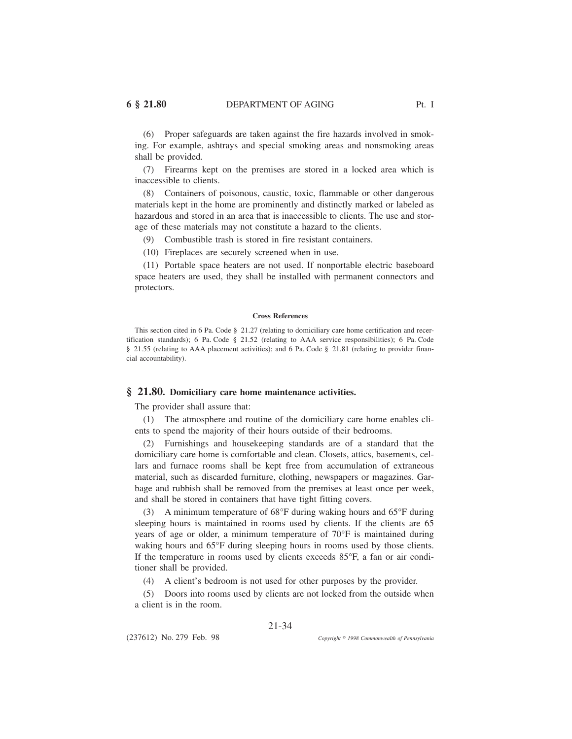(6) Proper safeguards are taken against the fire hazards involved in smoking. For example, ashtrays and special smoking areas and nonsmoking areas shall be provided.

(7) Firearms kept on the premises are stored in a locked area which is inaccessible to clients.

(8) Containers of poisonous, caustic, toxic, flammable or other dangerous materials kept in the home are prominently and distinctly marked or labeled as hazardous and stored in an area that is inaccessible to clients. The use and storage of these materials may not constitute a hazard to the clients.

(9) Combustible trash is stored in fire resistant containers.

(10) Fireplaces are securely screened when in use.

(11) Portable space heaters are not used. If nonportable electric baseboard space heaters are used, they shall be installed with permanent connectors and protectors.

**Cross References**

This section cited in 6 Pa. Code § 21.27 (relating to domiciliary care home certification and recertification standards); 6 Pa. Code § 21.52 (relating to AAA service responsibilities); 6 Pa. Code § 21.55 (relating to AAA placement activities); and 6 Pa. Code § 21.81 (relating to provider financial accountability).

## § 21.80. Domiciliary care home maintenance activities.

The provider shall assure that:

(1) The atmosphere and routine of the domiciliary care home enables clients to spend the majority of their hours outside of their bedrooms.

(2) Furnishings and housekeeping standards are of a standard that the domiciliary care home is comfortable and clean. Closets, attics, basements, cellars and furnace rooms shall be kept free from accumulation of extraneous material, such as discarded furniture, clothing, newspapers or magazines. Garbage and rubbish shall be removed from the premises at least once per week, and shall be stored in containers that have tight fitting covers.

(3) A minimum temperature of 68°F during waking hours and 65°F during sleeping hours is maintained in rooms used by clients. If the clients are 65 years of age or older, a minimum temperature of 70°F is maintained during waking hours and 65°F during sleeping hours in rooms used by those clients. If the temperature in rooms used by clients exceeds 85°F, a fan or air conditioner shall be provided.

(4) A client's bedroom is not used for other purposes by the provider.

(5) Doors into rooms used by clients are not locked from the outside when a client is in the room.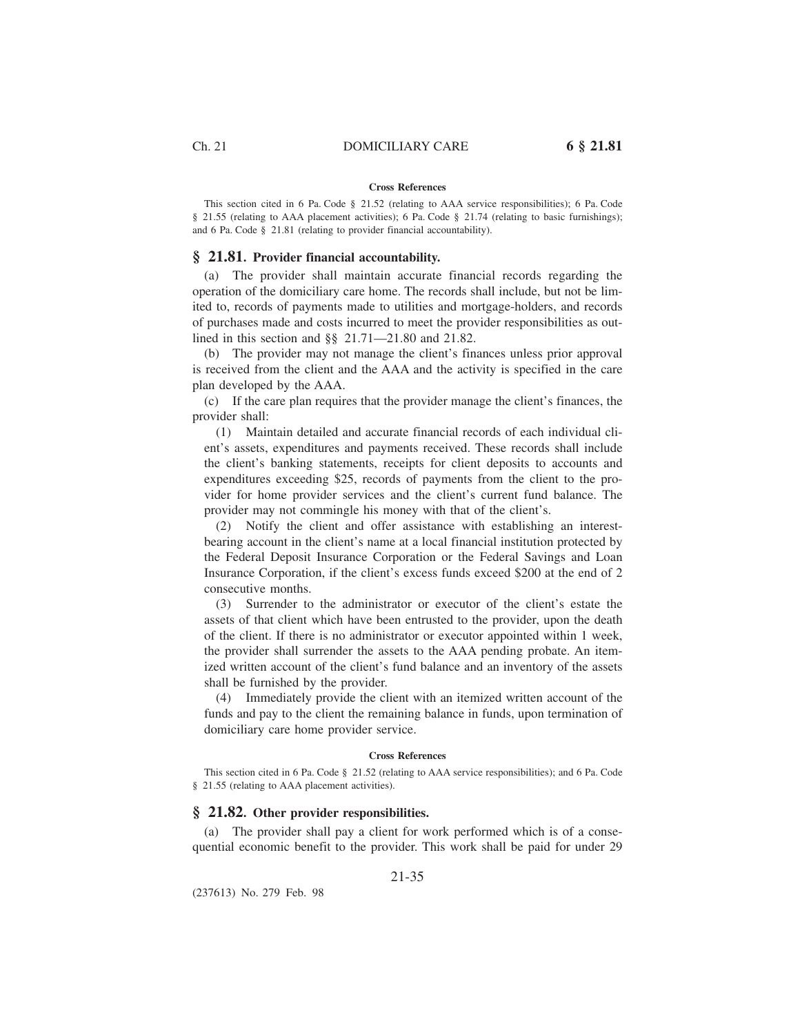**Cross References**

This section cited in 6 Pa. Code § 21.52 (relating to AAA service responsibilities); 6 Pa. Code § 21.55 (relating to AAA placement activities); 6 Pa. Code § 21.74 (relating to basic furnishings); and 6 Pa. Code § 21.81 (relating to provider financial accountability).

## § 21.81. Provider financial accountability.

(a) The provider shall maintain accurate financial records regarding the operation of the domiciliary care home. The records shall include, but not be limited to, records of payments made to utilities and mortgage-holders, and records of purchases made and costs incurred to meet the provider responsibilities as outlined in this section and §§ 21.71—21.80 and 21.82.

(b) The provider may not manage the client's finances unless prior approval is received from the client and the AAA and the activity is specified in the care plan developed by the AAA.

(c) If the care plan requires that the provider manage the client's finances, the provider shall:

(1) Maintain detailed and accurate financial records of each individual client's assets, expenditures and payments received. These records shall include the client's banking statements, receipts for client deposits to accounts and expenditures exceeding $25, records of payments from the client to the provider for home provider services and the client's current fund balance. The provider may not commingle his money with that of the client's.

(2) Notify the client and offer assistance with establishing an interest-bearing account in the client's name at a local financial institution protected by the Federal Deposit Insurance Corporation or the Federal Savings and Loan Insurance Corporation, if the client's excess funds exceed $200 at the end of 2 consecutive months.

(3) Surrender to the administrator or executor of the client's estate the assets of that client which have been entrusted to the provider, upon the death of the client. If there is no administrator or executor appointed within 1 week, the provider shall surrender the assets to the AAA pending probate. An itemized written account of the client's fund balance and an inventory of the assets shall be furnished by the provider.

(4) Immediately provide the client with an itemized written account of the funds and pay to the client the remaining balance in funds, upon termination of domiciliary care home provider service.

**Cross References**

This section cited in 6 Pa. Code § 21.52 (relating to AAA service responsibilities); and 6 Pa. Code § 21.55 (relating to AAA placement activities).

## § 21.82. Other provider responsibilities.

(a) The provider shall pay a client for work performed which is of a consequential economic benefit to the provider. This work shall be paid for under 29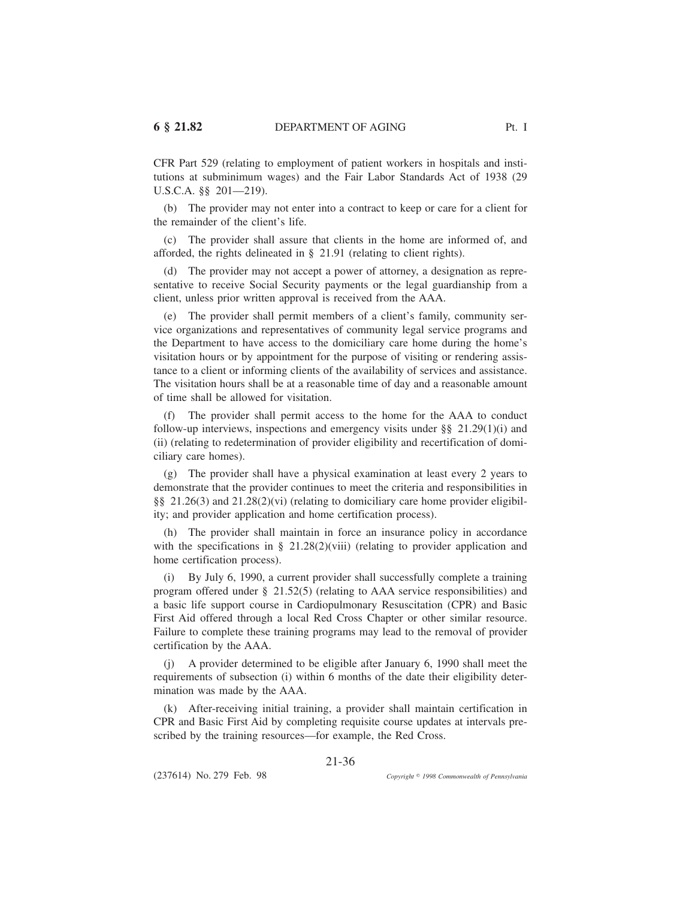CFR Part 529 (relating to employment of patient workers in hospitals and institutions at subminimum wages) and the Fair Labor Standards Act of 1938 (29 U.S.C.A. §§ 201—219).

(b) The provider may not enter into a contract to keep or care for a client for the remainder of the client's life.

(c) The provider shall assure that clients in the home are informed of, and afforded, the rights delineated in § 21.91 (relating to client rights).

(d) The provider may not accept a power of attorney, a designation as representative to receive Social Security payments or the legal guardianship from a client, unless prior written approval is received from the AAA.

(e) The provider shall permit members of a client's family, community service organizations and representatives of community legal service programs and the Department to have access to the domiciliary care home during the home's visitation hours or by appointment for the purpose of visiting or rendering assistance to a client or informing clients of the availability of services and assistance. The visitation hours shall be at a reasonable time of day and a reasonable amount of time shall be allowed for visitation.

(f) The provider shall permit access to the home for the AAA to conduct follow-up interviews, inspections and emergency visits under §§ 21.29(1)(i) and (ii) (relating to redetermination of provider eligibility and recertification of domiciliary care homes).

(g) The provider shall have a physical examination at least every 2 years to demonstrate that the provider continues to meet the criteria and responsibilities in §§ 21.26(3) and 21.28(2)(vi) (relating to domiciliary care home provider eligibility; and provider application and home certification process).

(h) The provider shall maintain in force an insurance policy in accordance with the specifications in § 21.28(2)(viii) (relating to provider application and home certification process).

(i) By July 6, 1990, a current provider shall successfully complete a training program offered under § 21.52(5) (relating to AAA service responsibilities) and a basic life support course in Cardiopulmonary Resuscitation (CPR) and Basic First Aid offered through a local Red Cross Chapter or other similar resource. Failure to complete these training programs may lead to the removal of provider certification by the AAA.

(j) A provider determined to be eligible after January 6, 1990 shall meet the requirements of subsection (i) within 6 months of the date their eligibility determination was made by the AAA.

(k) After-receiving initial training, a provider shall maintain certification in CPR and Basic First Aid by completing requisite course updates at intervals prescribed by the training resources—for example, the Red Cross.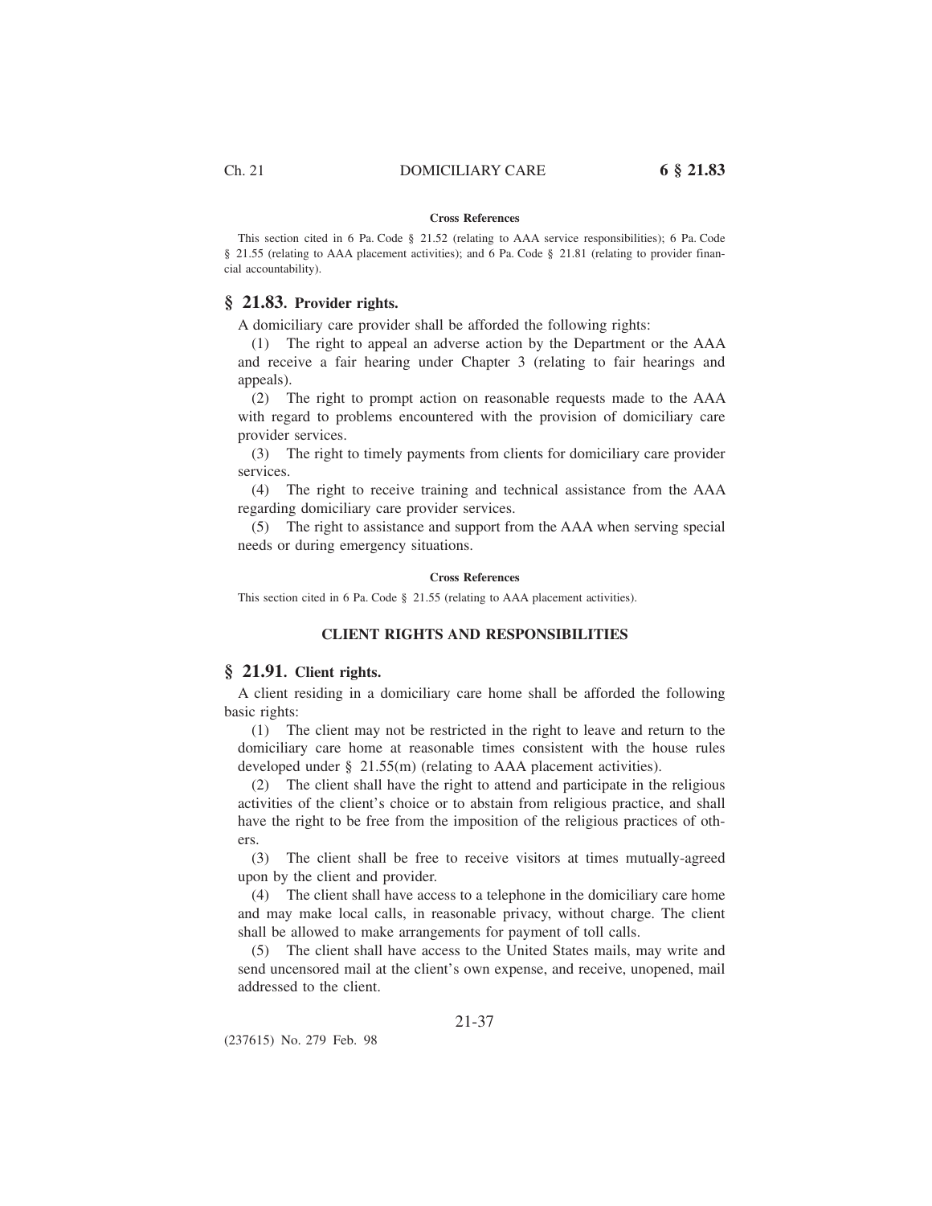**Cross References**

This section cited in 6 Pa. Code § 21.52 (relating to AAA service responsibilities); 6 Pa. Code § 21.55 (relating to AAA placement activities); and 6 Pa. Code § 21.81 (relating to provider financial accountability).

## § 21.83. Provider rights.

A domiciliary care provider shall be afforded the following rights:

(1) The right to appeal an adverse action by the Department or the AAA and receive a fair hearing under Chapter 3 (relating to fair hearings and appeals).

(2) The right to prompt action on reasonable requests made to the AAA with regard to problems encountered with the provision of domiciliary care provider services.

(3) The right to timely payments from clients for domiciliary care provider services.

(4) The right to receive training and technical assistance from the AAA regarding domiciliary care provider services.

(5) The right to assistance and support from the AAA when serving special needs or during emergency situations.

**Cross References**

This section cited in 6 Pa. Code § 21.55 (relating to AAA placement activities).

### CLIENT RIGHTS AND RESPONSIBILITIES

## § 21.91. Client rights.

A client residing in a domiciliary care home shall be afforded the following basic rights:

(1) The client may not be restricted in the right to leave and return to the domiciliary care home at reasonable times consistent with the house rules developed under § 21.55(m) (relating to AAA placement activities).

(2) The client shall have the right to attend and participate in the religious activities of the client's choice or to abstain from religious practice, and shall have the right to be free from the imposition of the religious practices of others.

(3) The client shall be free to receive visitors at times mutually-agreed upon by the client and provider.

(4) The client shall have access to a telephone in the domiciliary care home and may make local calls, in reasonable privacy, without charge. The client shall be allowed to make arrangements for payment of toll calls.

(5) The client shall have access to the United States mails, may write and send uncensored mail at the client's own expense, and receive, unopened, mail addressed to the client.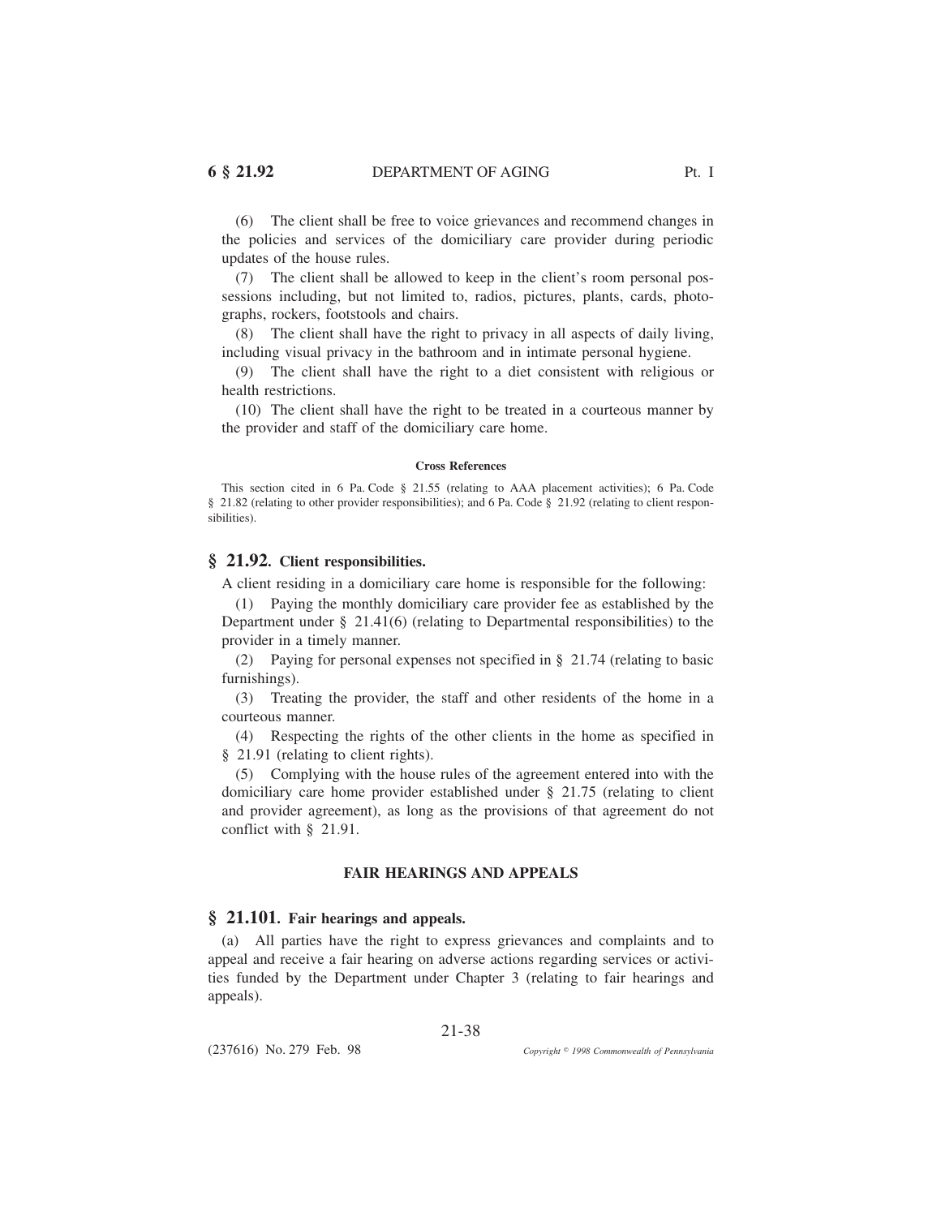(6) The client shall be free to voice grievances and recommend changes in the policies and services of the domiciliary care provider during periodic updates of the house rules.

(7) The client shall be allowed to keep in the client's room personal possessions including, but not limited to, radios, pictures, plants, cards, photographs, rockers, footstools and chairs.

(8) The client shall have the right to privacy in all aspects of daily living, including visual privacy in the bathroom and in intimate personal hygiene.

(9) The client shall have the right to a diet consistent with religious or health restrictions.

(10) The client shall have the right to be treated in a courteous manner by the provider and staff of the domiciliary care home.

**Cross References**

This section cited in 6 Pa. Code § 21.55 (relating to AAA placement activities); 6 Pa. Code § 21.82 (relating to other provider responsibilities); and 6 Pa. Code § 21.92 (relating to client responsibilities).

## § 21.92. Client responsibilities.

A client residing in a domiciliary care home is responsible for the following:

(1) Paying the monthly domiciliary care provider fee as established by the Department under § 21.41(6) (relating to Departmental responsibilities) to the provider in a timely manner.

(2) Paying for personal expenses not specified in § 21.74 (relating to basic furnishings).

(3) Treating the provider, the staff and other residents of the home in a courteous manner.

(4) Respecting the rights of the other clients in the home as specified in § 21.91 (relating to client rights).

(5) Complying with the house rules of the agreement entered into with the domiciliary care home provider established under § 21.75 (relating to client and provider agreement), as long as the provisions of that agreement do not conflict with § 21.91.

### FAIR HEARINGS AND APPEALS

## § 21.101. Fair hearings and appeals.

(a) All parties have the right to express grievances and complaints and to appeal and receive a fair hearing on adverse actions regarding services or activities funded by the Department under Chapter 3 (relating to fair hearings and appeals).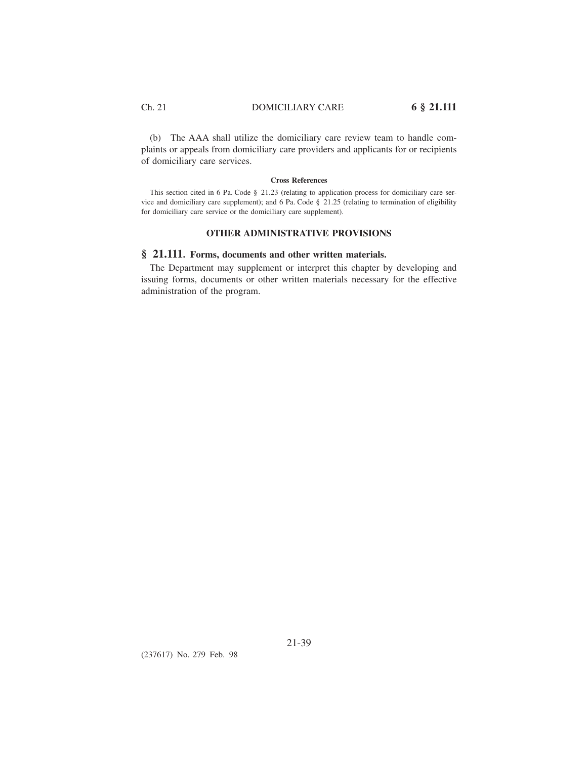(b) The AAA shall utilize the domiciliary care review team to handle complaints or appeals from domiciliary care providers and applicants for or recipients of domiciliary care services.

**Cross References**

This section cited in 6 Pa. Code § 21.23 (relating to application process for domiciliary care service and domiciliary care supplement); and 6 Pa. Code § 21.25 (relating to termination of eligibility for domiciliary care service or the domiciliary care supplement).

### OTHER ADMINISTRATIVE PROVISIONS

### § 21.111. Forms, documents and other written materials.

The Department may supplement or interpret this chapter by developing and issuing forms, documents or other written materials necessary for the effective administration of the program.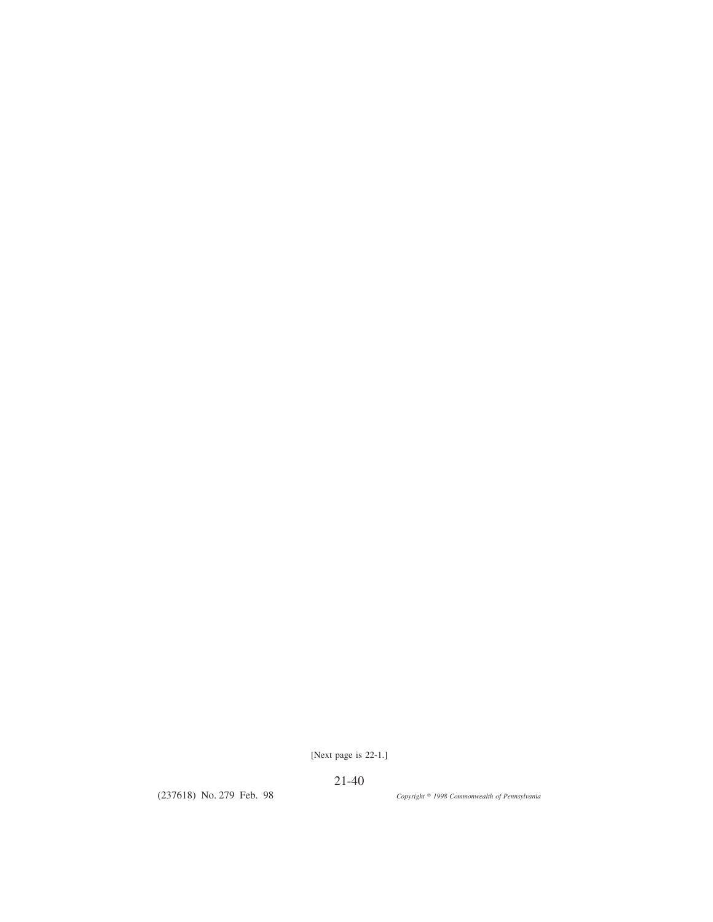[Next page is 22-1.]